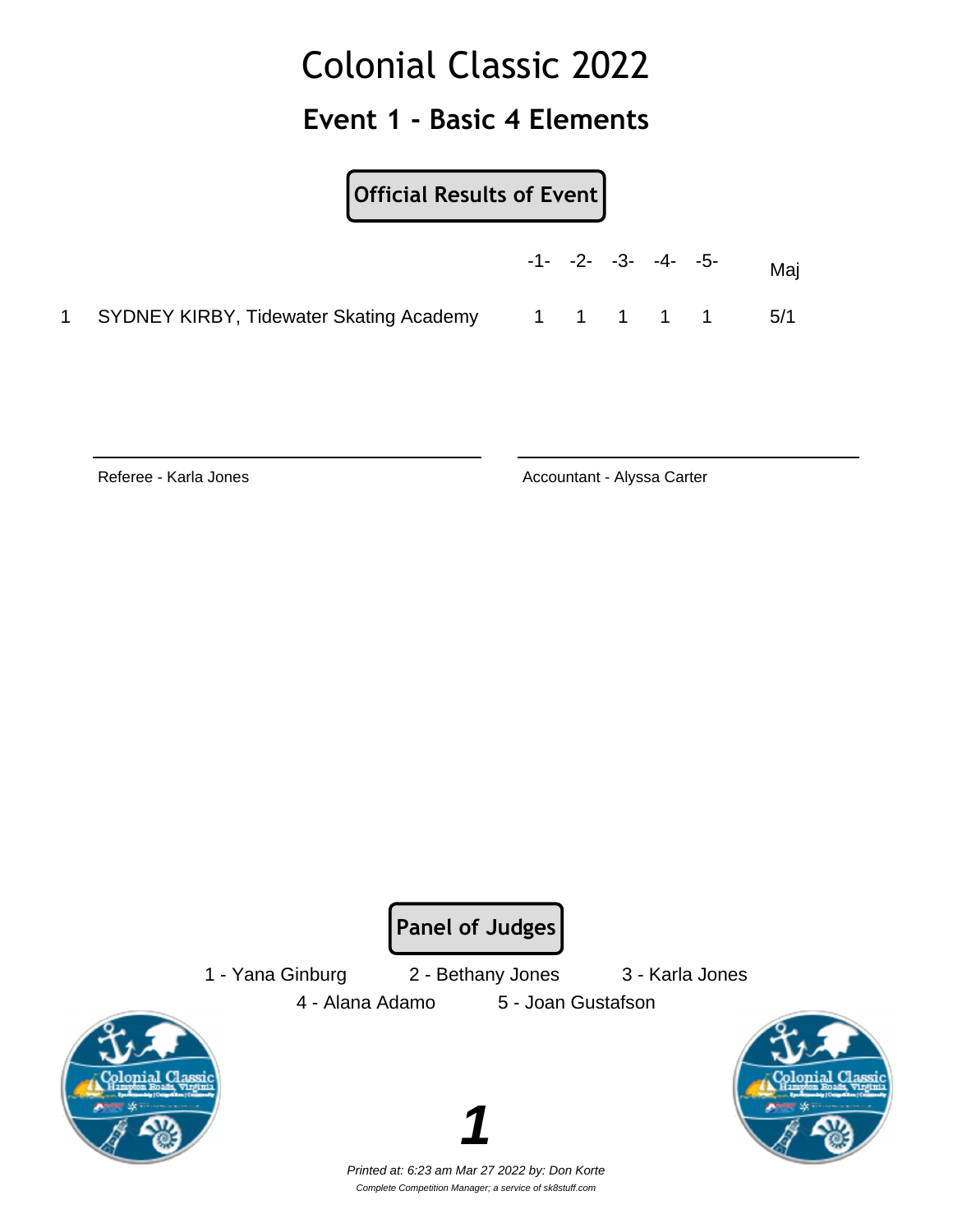# Colonial Classic 2022

## Event 1 - Basic 4 Elements

**Official Results of Event**

| | | -1- | -2- | -3- | -4- | -5- | Maj |
|---|---|---|---|---|---|---|---|
| 1 | SYDNEY KIRBY, Tidewater Skating Academy | 1 | 1 | 1 | 1 | 1 | 5/1 |

Referee - Karla Jones

Accountant - Alyssa Carter

**Panel of Judges**

1 - Yana Ginburg 2 - Bethany Jones 3 - Karla Jones

4 - Alana Adamo 5 - Joan Gustafson

**1**

*Printed at: 6:23 am Mar 27 2022 by: Don Korte*

*Complete Competition Manager; a service of sk8stuff.com*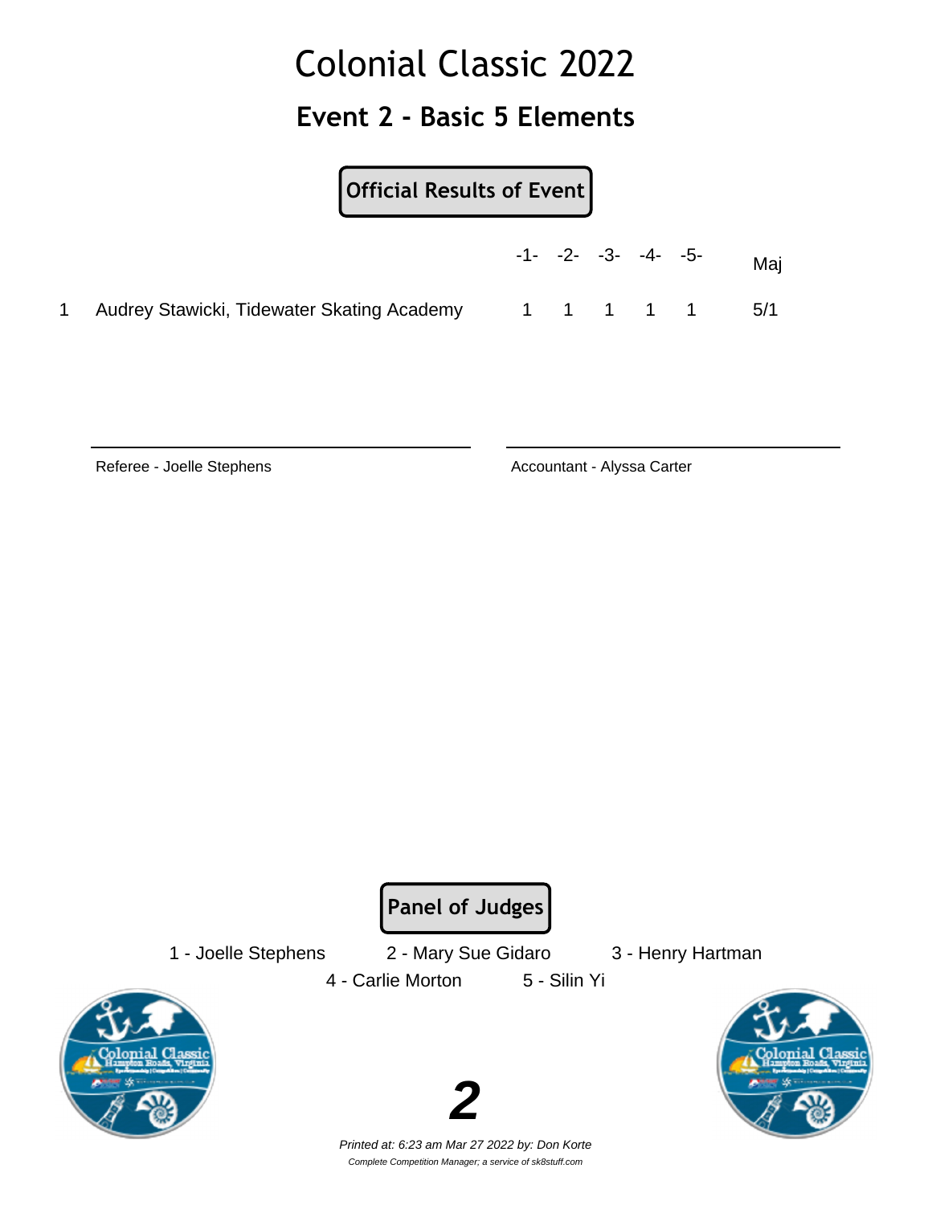# Colonial Classic 2022

## Event 2 - Basic 5 Elements

**Official Results of Event**

| | | -1- | -2- | -3- | -4- | -5- | Maj |
|---|---|---|---|---|---|---|---|
| 1 | Audrey Stawicki, Tidewater Skating Academy | 1 | 1 | 1 | 1 | 1 | 5/1 |

Referee - Joelle Stephens

Accountant - Alyssa Carter

**Panel of Judges**

1 - Joelle Stephens    2 - Mary Sue Gidaro    3 - Henry Hartman

4 - Carlie Morton    5 - Silin Yi

*Printed at: 6:23 am Mar 27 2022 by: Don Korte*

*Complete Competition Manager; a service of sk8stuff.com*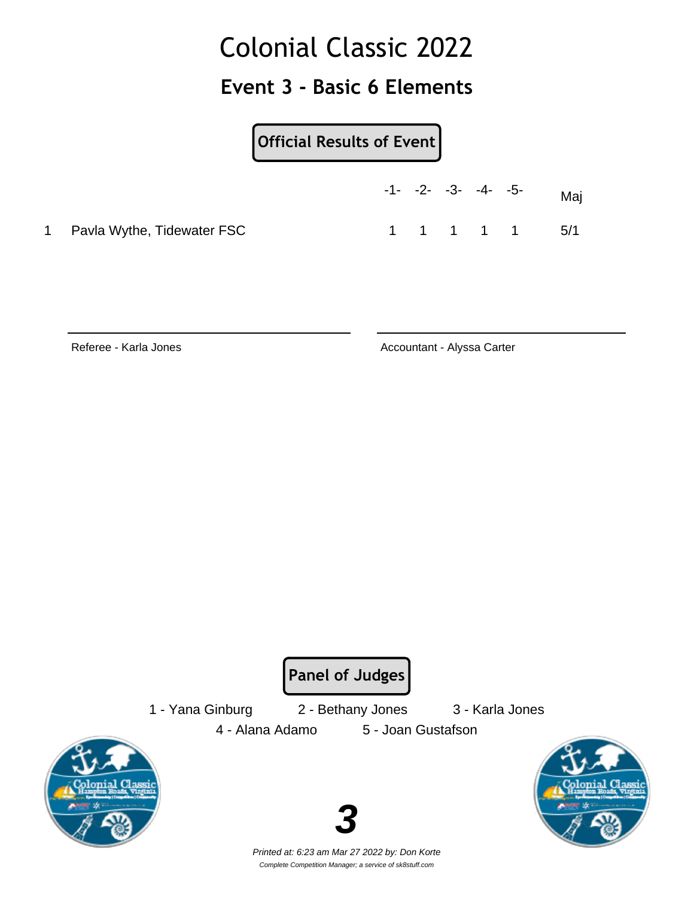# Colonial Classic 2022

## Event 3 - Basic 6 Elements

**Official Results of Event**

| | | -1- | -2- | -3- | -4- | -5- | Maj |
|---|---|---|---|---|---|---|---|
| 1 | Pavla Wythe, Tidewater FSC | 1 | 1 | 1 | 1 | 1 | 5/1 |

Referee - Karla Jones

Accountant - Alyssa Carter

**Panel of Judges**

1 - Yana Ginburg    2 - Bethany Jones    3 - Karla Jones

4 - Alana Adamo    5 - Joan Gustafson

*Printed at: 6:23 am Mar 27 2022 by: Don Korte*

*Complete Competition Manager; a service of sk8stuff.com*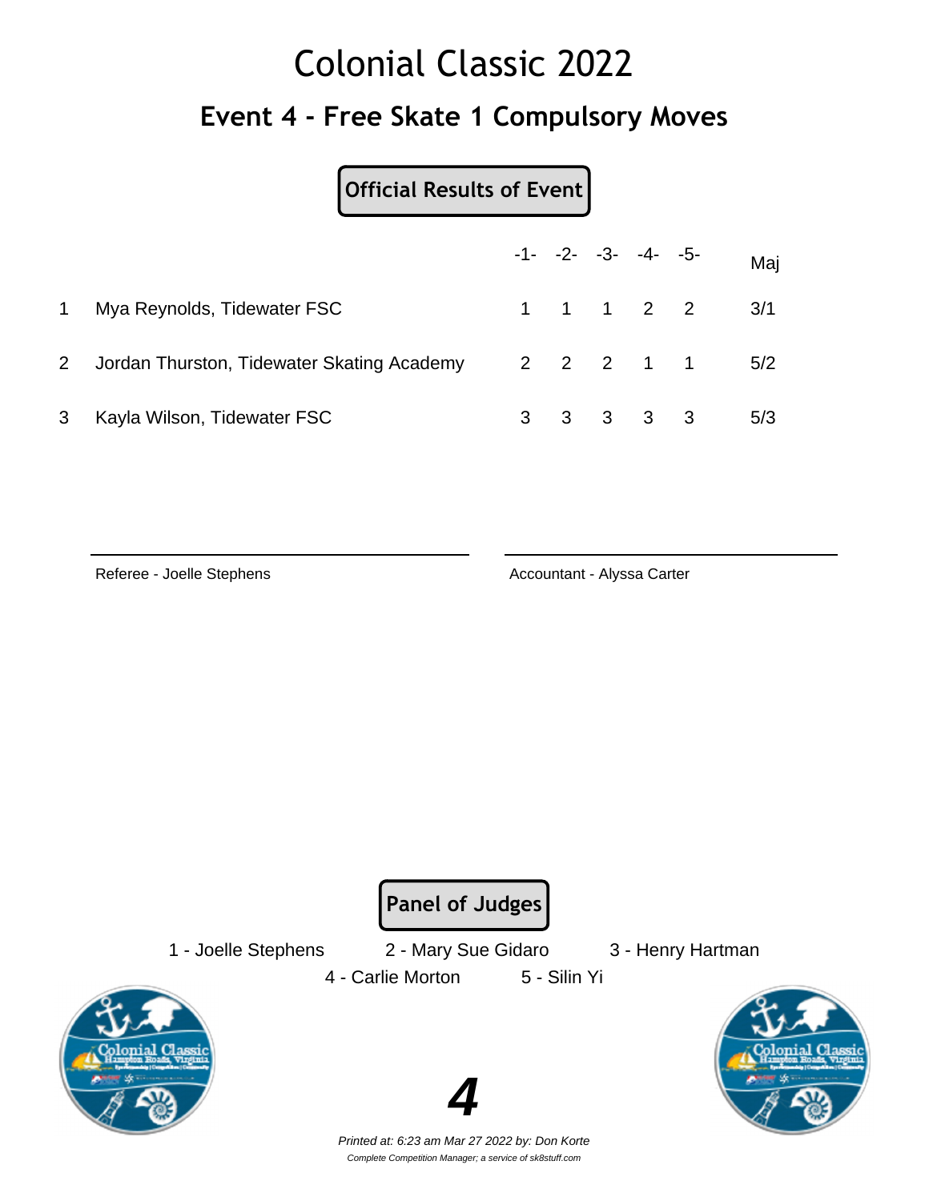# Colonial Classic 2022

## Event 4 - Free Skate 1 Compulsory Moves

**Official Results of Event**

| | | -1- | -2- | -3- | -4- | -5- | Maj |
|---|---|---|---|---|---|---|---|
| 1 | Mya Reynolds, Tidewater FSC | 1 | 1 | 1 | 2 | 2 | 3/1 |
| 2 | Jordan Thurston, Tidewater Skating Academy | 2 | 2 | 2 | 1 | 1 | 5/2 |
| 3 | Kayla Wilson, Tidewater FSC | 3 | 3 | 3 | 3 | 3 | 5/3 |

Referee - Joelle Stephens

Accountant - Alyssa Carter

**Panel of Judges**

1 - Joelle Stephens  2 - Mary Sue Gidaro  3 - Henry Hartman

4 - Carlie Morton  5 - Silin Yi

*Printed at: 6:23 am Mar 27 2022 by: Don Korte*

*Complete Competition Manager; a service of sk8stuff.com*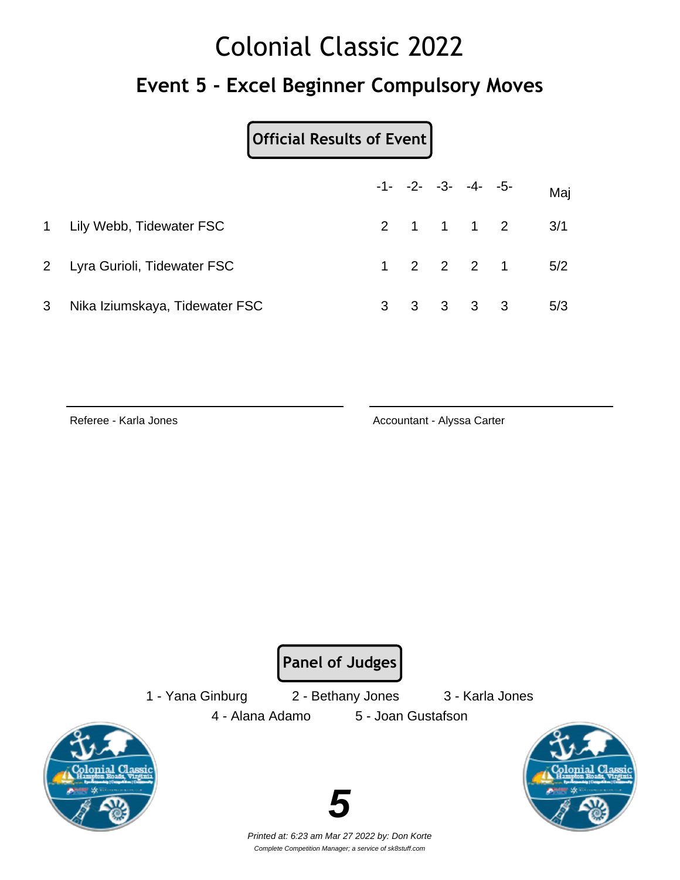# Colonial Classic 2022

## Event 5 - Excel Beginner Compulsory Moves

**Official Results of Event**

| | | -1- | -2- | -3- | -4- | -5- | Maj |
|---|---|---|---|---|---|---|---|
| 1 | Lily Webb, Tidewater FSC | 2 | 1 | 1 | 1 | 2 | 3/1 |
| 2 | Lyra Gurioli, Tidewater FSC | 1 | 2 | 2 | 2 | 1 | 5/2 |
| 3 | Nika Iziumskaya, Tidewater FSC | 3 | 3 | 3 | 3 | 3 | 5/3 |

Referee - Karla Jones

Accountant - Alyssa Carter

**Panel of Judges**

1 - Yana Ginburg    2 - Bethany Jones    3 - Karla Jones

4 - Alana Adamo    5 - Joan Gustafson

*Printed at: 6:23 am Mar 27 2022 by: Don Korte*

*Complete Competition Manager; a service of sk8stuff.com*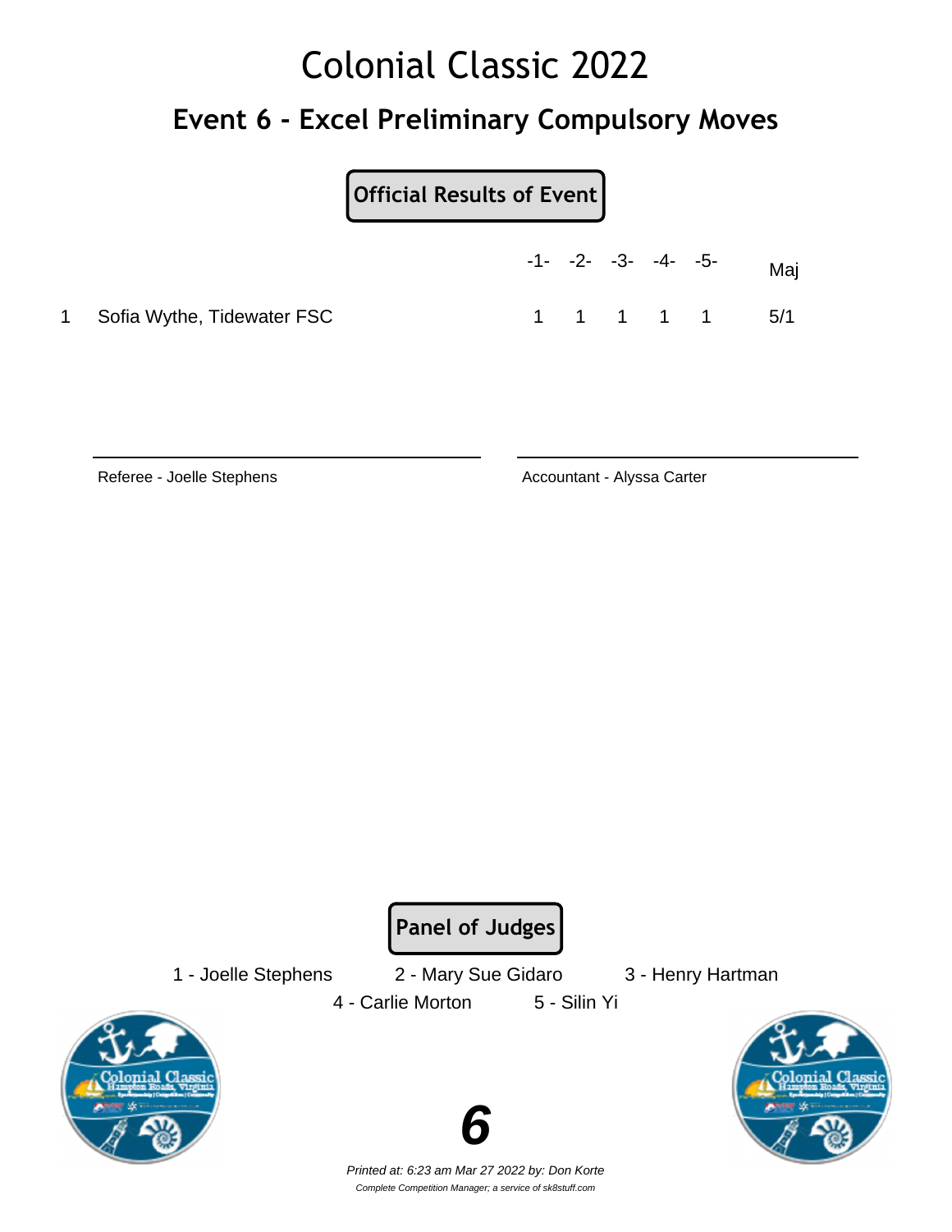# Colonial Classic 2022

## Event 6 - Excel Preliminary Compulsory Moves

**Official Results of Event**

| | | -1- | -2- | -3- | -4- | -5- | Maj |
|---|---|---|---|---|---|---|---|
| 1 | Sofia Wythe, Tidewater FSC | 1 | 1 | 1 | 1 | 1 | 5/1 |

Referee - Joelle Stephens

Accountant - Alyssa Carter

**Panel of Judges**

1 - Joelle Stephens
2 - Mary Sue Gidaro
3 - Henry Hartman
4 - Carlie Morton
5 - Silin Yi

*Printed at: 6:23 am Mar 27 2022 by: Don Korte*

*Complete Competition Manager; a service of sk8stuff.com*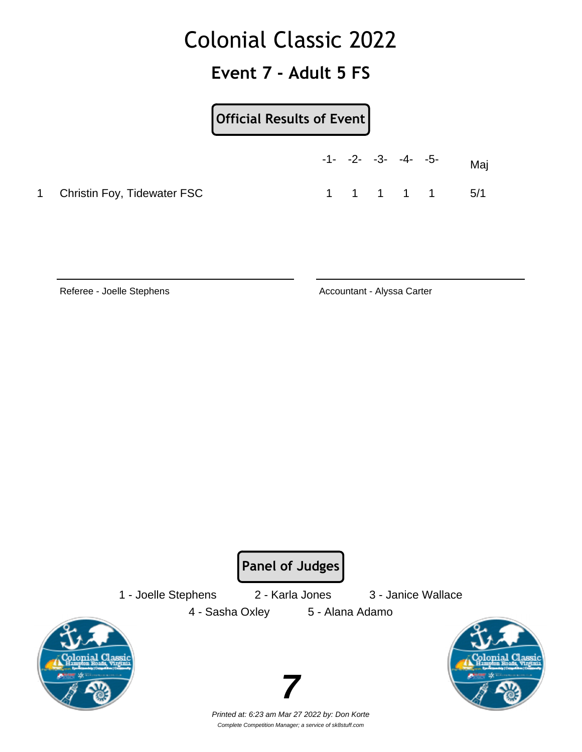# Colonial Classic 2022

## Event 7 - Adult 5 FS

**Official Results of Event**

| | | -1- | -2- | -3- | -4- | -5- | Maj |
|---|---|---|---|---|---|---|---|
| 1 | Christin Foy, Tidewater FSC | 1 | 1 | 1 | 1 | 1 | 5/1 |

Referee - Joelle Stephens

Accountant - Alyssa Carter

**Panel of Judges**

1 - Joelle Stephens    2 - Karla Jones    3 - Janice Wallace
4 - Sasha Oxley    5 - Alana Adamo

*Printed at: 6:23 am Mar 27 2022 by: Don Korte*

*Complete Competition Manager; a service of sk8stuff.com*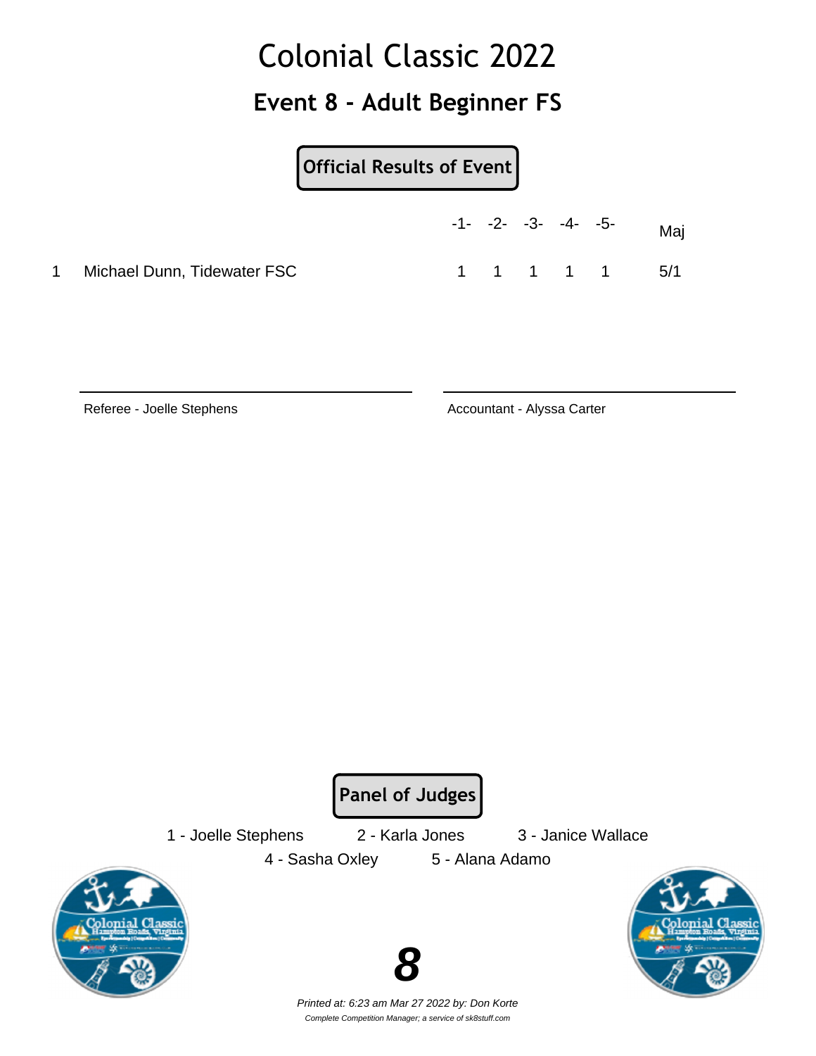# Colonial Classic 2022

## Event 8 - Adult Beginner FS

**Official Results of Event**

| | | -1- | -2- | -3- | -4- | -5- | Maj |
|---|---|---|---|---|---|---|---|
| 1 | Michael Dunn, Tidewater FSC | 1 | 1 | 1 | 1 | 1 | 5/1 |

Referee - Joelle Stephens

Accountant - Alyssa Carter

**Panel of Judges**

1 - Joelle Stephens 2 - Karla Jones 3 - Janice Wallace

4 - Sasha Oxley 5 - Alana Adamo

*Printed at: 6:23 am Mar 27 2022 by: Don Korte*

*Complete Competition Manager; a service of sk8stuff.com*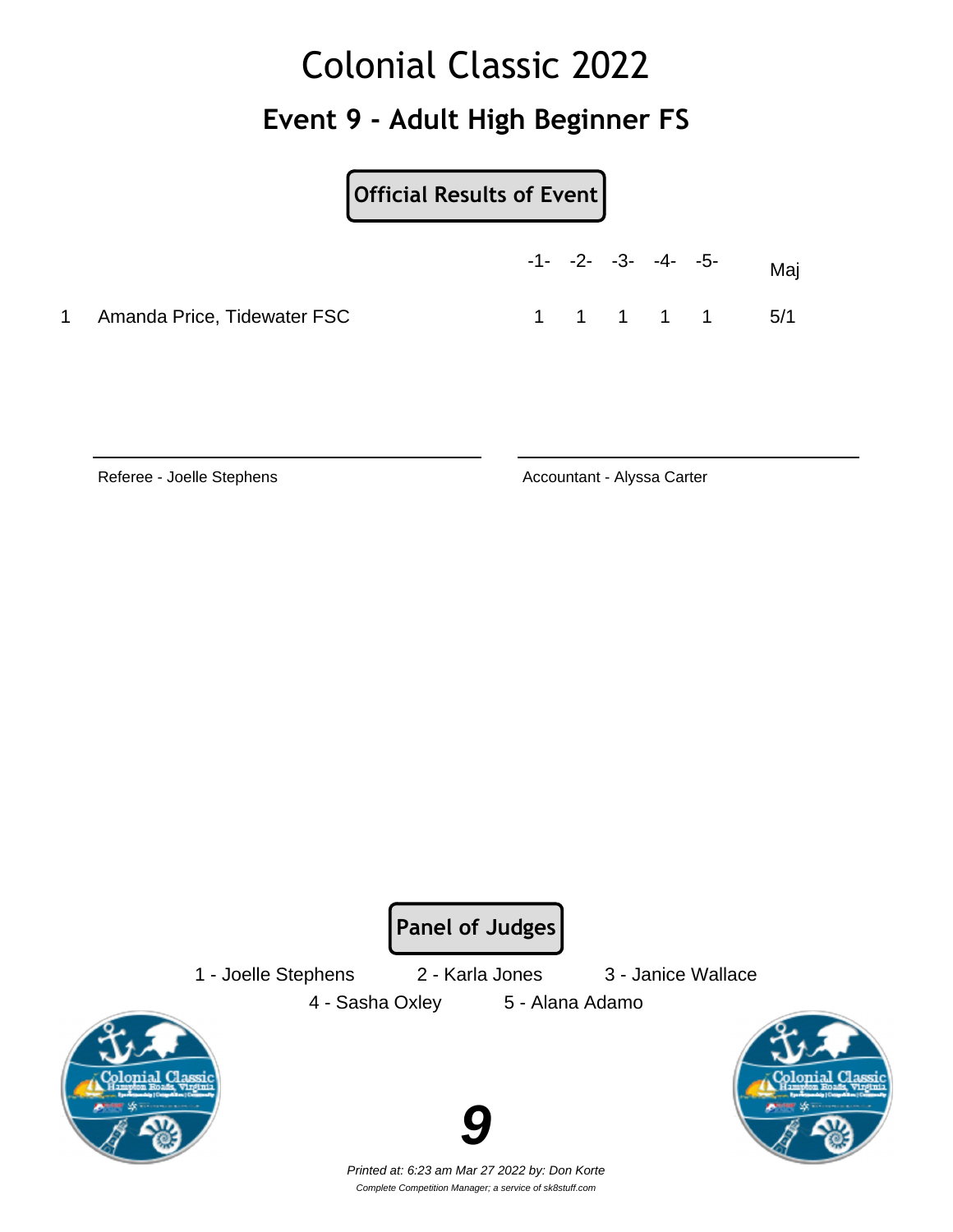# Colonial Classic 2022

## Event 9 - Adult High Beginner FS

**Official Results of Event**

| | | -1- | -2- | -3- | -4- | -5- | Maj |
|---|---|---|---|---|---|---|---|
| 1 | Amanda Price, Tidewater FSC | 1 | 1 | 1 | 1 | 1 | 5/1 |

Referee - Joelle Stephens

Accountant - Alyssa Carter

**Panel of Judges**

1 - Joelle Stephens     2 - Karla Jones     3 - Janice Wallace

4 - Sasha Oxley     5 - Alana Adamo

*Printed at: 6:23 am Mar 27 2022 by: Don Korte*

*Complete Competition Manager; a service of sk8stuff.com*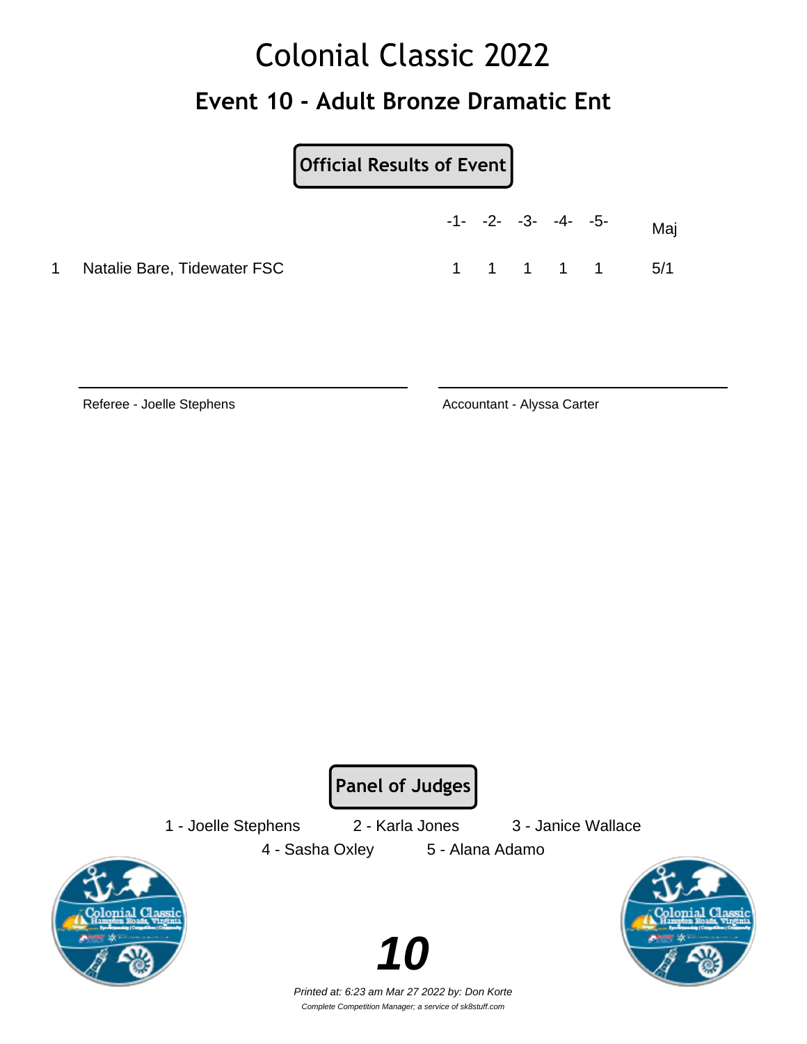# Colonial Classic 2022

## Event 10 - Adult Bronze Dramatic Ent

**Official Results of Event**

| | | -1- | -2- | -3- | -4- | -5- | Maj |
|---|---|---|---|---|---|---|---|
| 1 | Natalie Bare, Tidewater FSC | 1 | 1 | 1 | 1 | 1 | 5/1 |

Referee - Joelle Stephens

Accountant - Alyssa Carter

**Panel of Judges**

1 - Joelle Stephens
2 - Karla Jones
3 - Janice Wallace
4 - Sasha Oxley
5 - Alana Adamo

*Printed at: 6:23 am Mar 27 2022 by: Don Korte*

*Complete Competition Manager; a service of sk8stuff.com*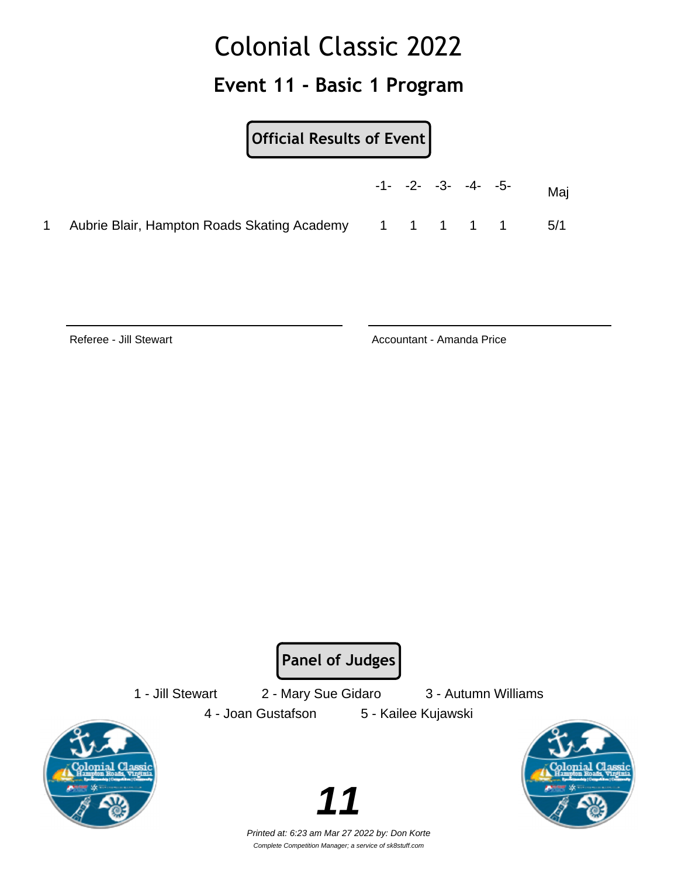# Colonial Classic 2022

## Event 11 - Basic 1 Program

**Official Results of Event**

| | | -1- | -2- | -3- | -4- | -5- | Maj |
|---|---|---|---|---|---|---|---|
| 1 | Aubrie Blair, Hampton Roads Skating Academy | 1 | 1 | 1 | 1 | 1 | 5/1 |

Referee - Jill Stewart

Accountant - Amanda Price

**Panel of Judges**

1 - Jill Stewart    2 - Mary Sue Gidaro    3 - Autumn Williams

4 - Joan Gustafson    5 - Kailee Kujawski

*Printed at: 6:23 am Mar 27 2022 by: Don Korte*

*Complete Competition Manager; a service of sk8stuff.com*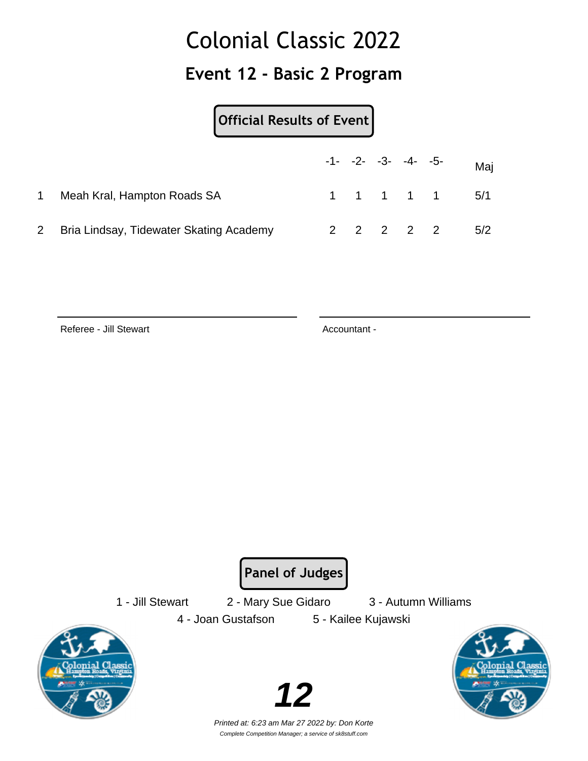# Colonial Classic 2022

## Event 12 - Basic 2 Program

**Official Results of Event**

| | | -1- | -2- | -3- | -4- | -5- | Maj |
|---|---|---|---|---|---|---|---|
| 1 | Meah Kral, Hampton Roads SA | 1 | 1 | 1 | 1 | 1 | 5/1 |
| 2 | Bria Lindsay, Tidewater Skating Academy | 2 | 2 | 2 | 2 | 2 | 5/2 |

Referee - Jill Stewart

Accountant -

**Panel of Judges**

1 - Jill Stewart    2 - Mary Sue Gidaro    3 - Autumn Williams

4 - Joan Gustafson    5 - Kailee Kujawski

*Printed at: 6:23 am Mar 27 2022 by: Don Korte*

*Complete Competition Manager; a service of sk8stuff.com*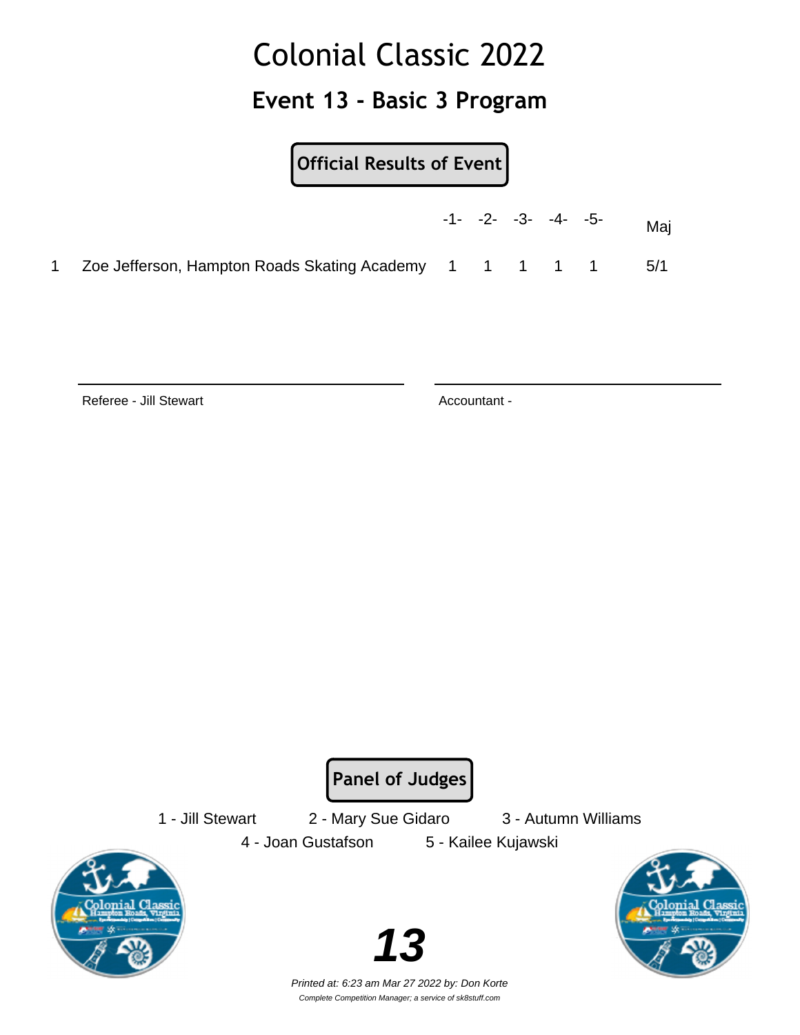# Colonial Classic 2022

## Event 13 - Basic 3 Program

**Official Results of Event**

| | | -1- | -2- | -3- | -4- | -5- | Maj |
|---|---|---|---|---|---|---|---|
| 1 | Zoe Jefferson, Hampton Roads Skating Academy | 1 | 1 | 1 | 1 | 1 | 5/1 |

Referee - Jill Stewart

Accountant -

**Panel of Judges**

1 - Jill Stewart 2 - Mary Sue Gidaro 3 - Autumn Williams

4 - Joan Gustafson 5 - Kailee Kujawski

*Printed at: 6:23 am Mar 27 2022 by: Don Korte*

*Complete Competition Manager; a service of sk8stuff.com*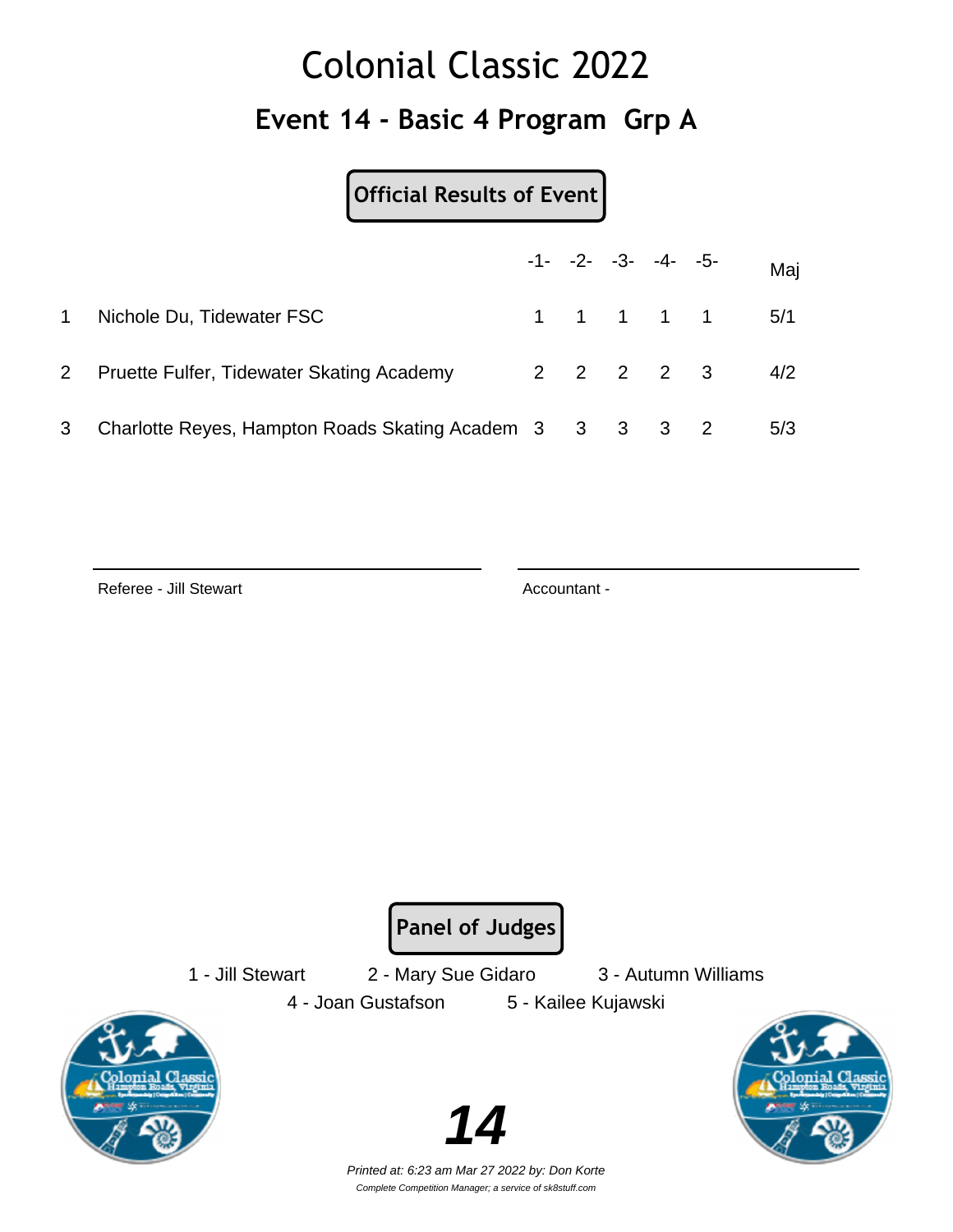# Colonial Classic 2022

## Event 14 - Basic 4 Program Grp A

**Official Results of Event**

| | | -1- | -2- | -3- | -4- | -5- | Maj |
|---|---|---|---|---|---|---|---|
| 1 | Nichole Du, Tidewater FSC | 1 | 1 | 1 | 1 | 1 | 5/1 |
| 2 | Pruette Fulfer, Tidewater Skating Academy | 2 | 2 | 2 | 2 | 3 | 4/2 |
| 3 | Charlotte Reyes, Hampton Roads Skating Academ | 3 | 3 | 3 | 3 | 2 | 5/3 |

Referee - Jill Stewart

Accountant -

**Panel of Judges**

1 - Jill Stewart 2 - Mary Sue Gidaro 3 - Autumn Williams

4 - Joan Gustafson 5 - Kailee Kujawski

*Printed at: 6:23 am Mar 27 2022 by: Don Korte*

*Complete Competition Manager; a service of sk8stuff.com*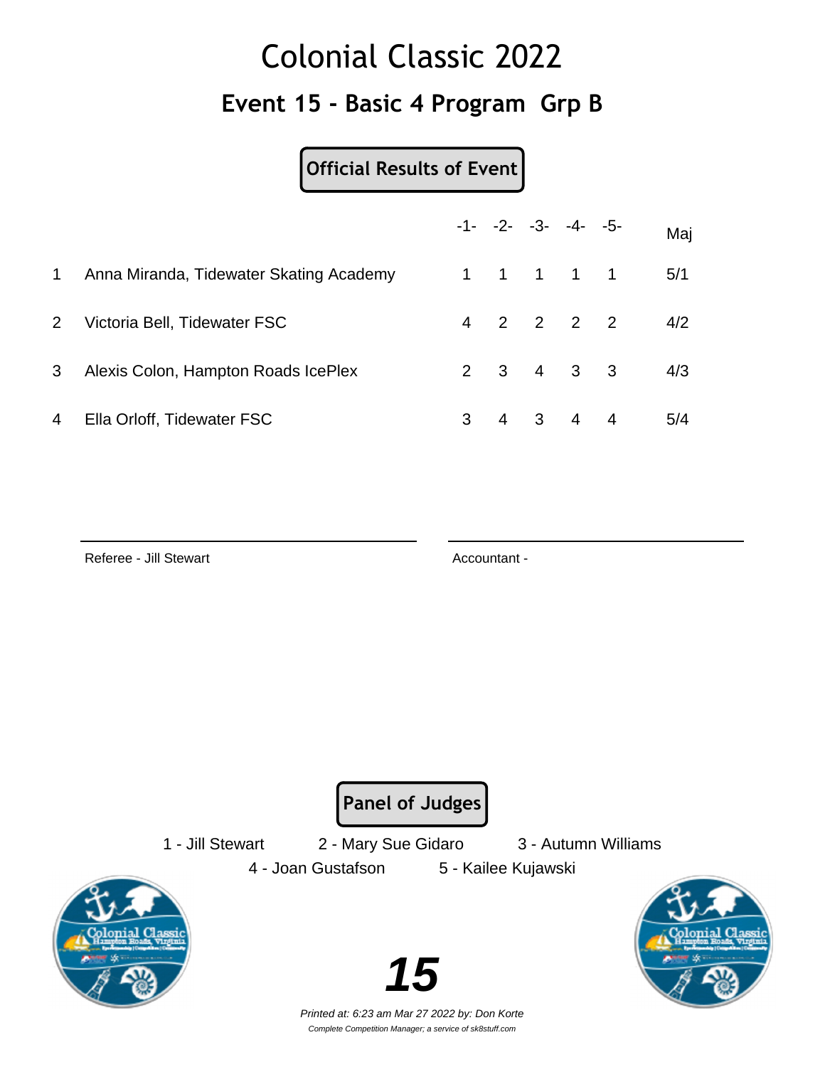# Colonial Classic 2022

## Event 15 - Basic 4 Program Grp B

**Official Results of Event**

| | | -1- | -2- | -3- | -4- | -5- | Maj |
|---|---|---|---|---|---|---|---|
| 1 | Anna Miranda, Tidewater Skating Academy | 1 | 1 | 1 | 1 | 1 | 5/1 |
| 2 | Victoria Bell, Tidewater FSC | 4 | 2 | 2 | 2 | 2 | 4/2 |
| 3 | Alexis Colon, Hampton Roads IcePlex | 2 | 3 | 4 | 3 | 3 | 4/3 |
| 4 | Ella Orloff, Tidewater FSC | 3 | 4 | 3 | 4 | 4 | 5/4 |

Referee - Jill Stewart

Accountant -

**Panel of Judges**

1 - Jill Stewart  2 - Mary Sue Gidaro  3 - Autumn Williams

4 - Joan Gustafson  5 - Kailee Kujawski

**15**

*Printed at: 6:23 am Mar 27 2022 by: Don Korte*

*Complete Competition Manager; a service of sk8stuff.com*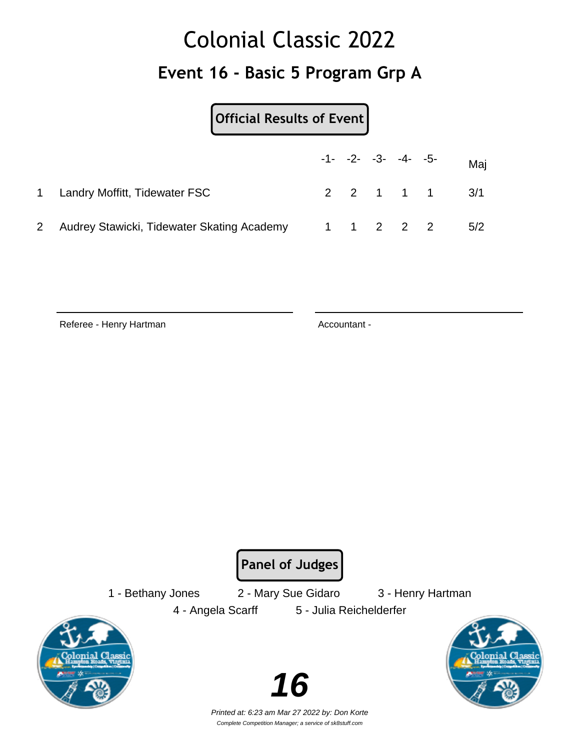# Colonial Classic 2022

## Event 16 - Basic 5 Program Grp A

**Official Results of Event**

| | | -1- | -2- | -3- | -4- | -5- | Maj |
|---|---|---|---|---|---|---|---|
| 1 | Landry Moffitt, Tidewater FSC | 2 | 2 | 1 | 1 | 1 | 3/1 |
| 2 | Audrey Stawicki, Tidewater Skating Academy | 1 | 1 | 2 | 2 | 2 | 5/2 |

Referee - Henry Hartman

Accountant -

**Panel of Judges**

1 - Bethany Jones
2 - Mary Sue Gidaro
3 - Henry Hartman
4 - Angela Scarff
5 - Julia Reichelderfer

*Printed at: 6:23 am Mar 27 2022 by: Don Korte*

*Complete Competition Manager; a service of sk8stuff.com*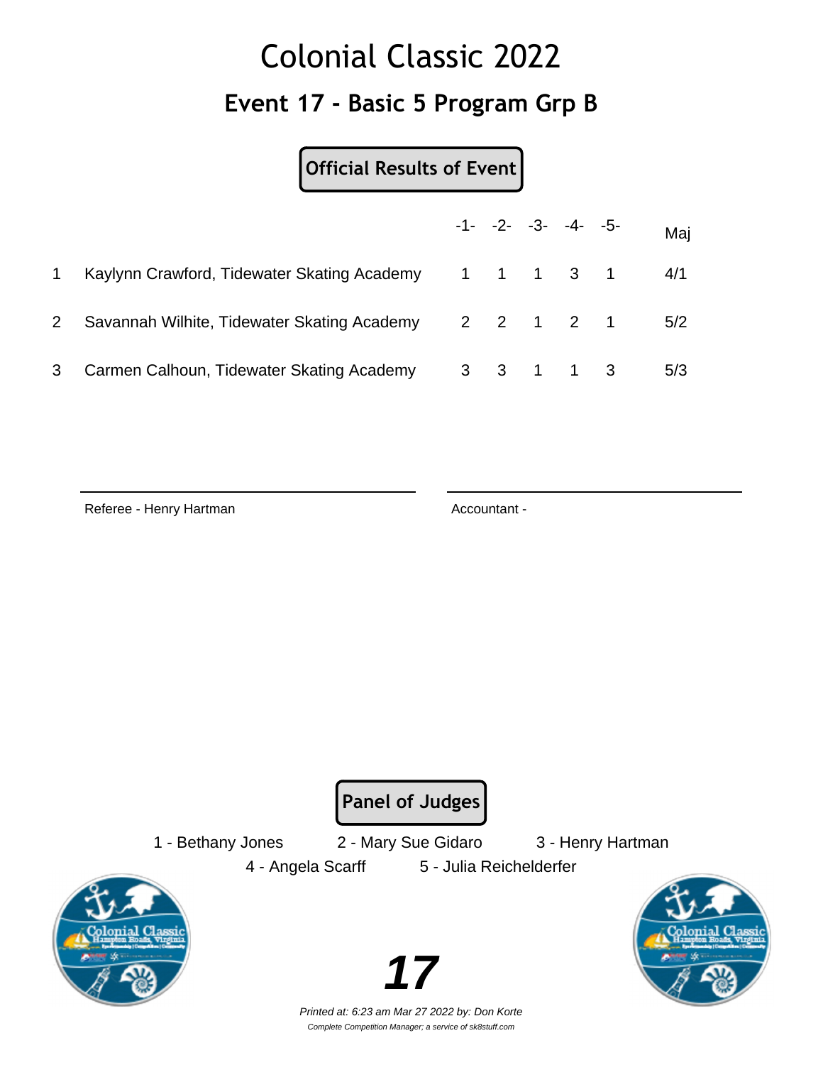# Colonial Classic 2022

## Event 17 - Basic 5 Program Grp B

**Official Results of Event**

| | | -1- | -2- | -3- | -4- | -5- | Maj |
|---|---|---|---|---|---|---|---|
| 1 | Kaylynn Crawford, Tidewater Skating Academy | 1 | 1 | 1 | 3 | 1 | 4/1 |
| 2 | Savannah Wilhite, Tidewater Skating Academy | 2 | 2 | 1 | 2 | 1 | 5/2 |
| 3 | Carmen Calhoun, Tidewater Skating Academy | 3 | 3 | 1 | 1 | 3 | 5/3 |

Referee - Henry Hartman

Accountant -

**Panel of Judges**

1 - Bethany Jones    2 - Mary Sue Gidaro    3 - Henry Hartman

4 - Angela Scarff    5 - Julia Reichelderfer

*Printed at: 6:23 am Mar 27 2022 by: Don Korte*

*Complete Competition Manager; a service of sk8stuff.com*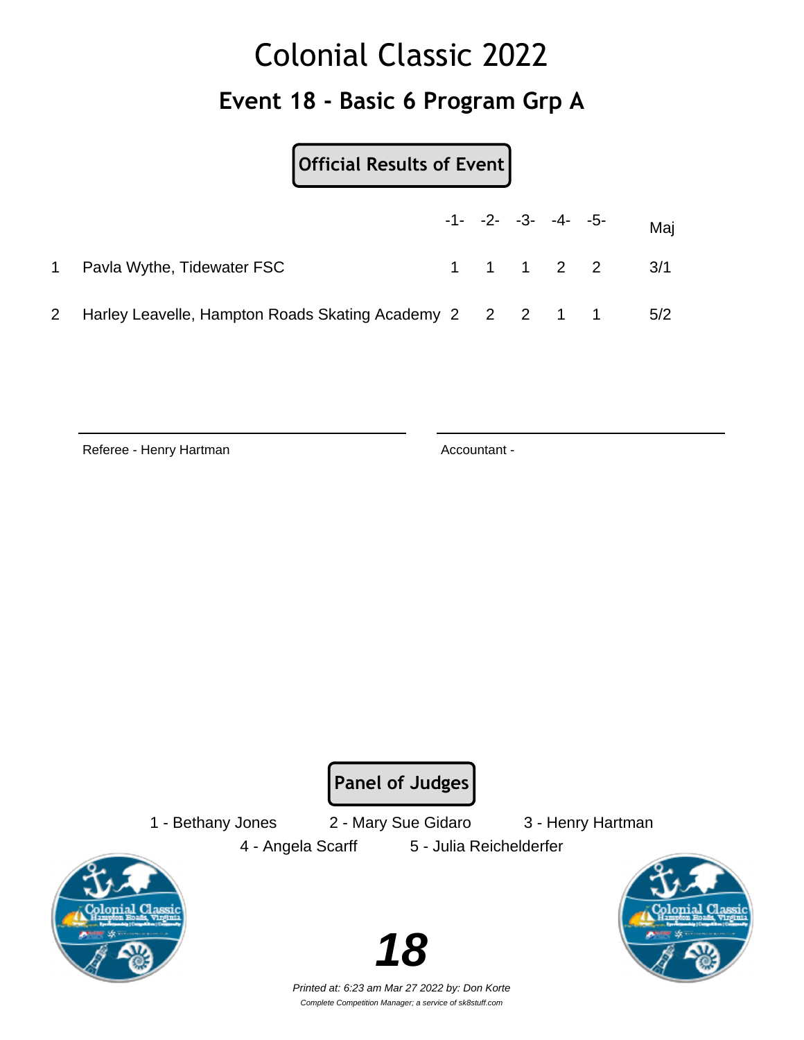# Colonial Classic 2022

## Event 18 - Basic 6 Program Grp A

**Official Results of Event**

| | | -1- | -2- | -3- | -4- | -5- | Maj |
|---|---|---|---|---|---|---|---|
| 1 | Pavla Wythe, Tidewater FSC | 1 | 1 | 1 | 2 | 2 | 3/1 |
| 2 | Harley Leavelle, Hampton Roads Skating Academy | 2 | 2 | 2 | 1 | 1 | 5/2 |

Referee - Henry Hartman

Accountant -

**Panel of Judges**

1 - Bethany Jones　　2 - Mary Sue Gidaro　　3 - Henry Hartman

4 - Angela Scarff　　5 - Julia Reichelderfer

*Printed at: 6:23 am Mar 27 2022 by: Don Korte*

*Complete Competition Manager; a service of sk8stuff.com*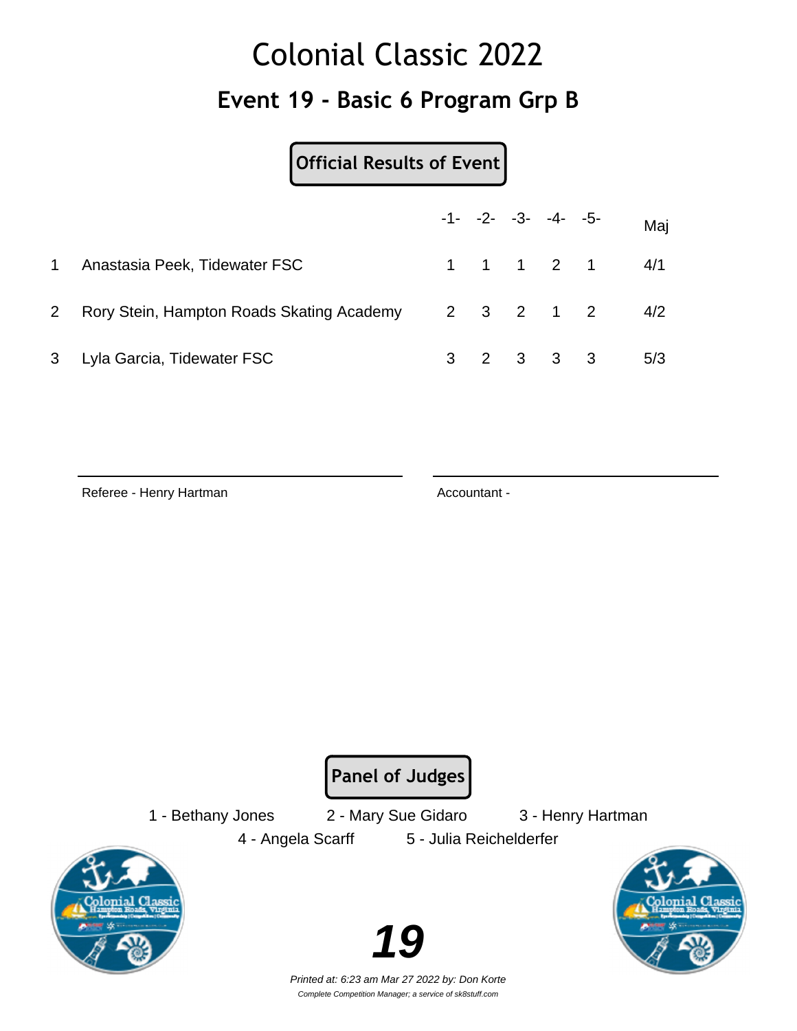# Colonial Classic 2022

## Event 19 - Basic 6 Program Grp B

**Official Results of Event**

| | | -1- | -2- | -3- | -4- | -5- | Maj |
|---|---|---|---|---|---|---|---|
| 1 | Anastasia Peek, Tidewater FSC | 1 | 1 | 1 | 2 | 1 | 4/1 |
| 2 | Rory Stein, Hampton Roads Skating Academy | 2 | 3 | 2 | 1 | 2 | 4/2 |
| 3 | Lyla Garcia, Tidewater FSC | 3 | 2 | 3 | 3 | 3 | 5/3 |

Referee - Henry Hartman

Accountant -

**Panel of Judges**

1 - Bethany Jones 2 - Mary Sue Gidaro 3 - Henry Hartman

4 - Angela Scarff 5 - Julia Reichelderfer

**19**

*Printed at: 6:23 am Mar 27 2022 by: Don Korte*

*Complete Competition Manager; a service of sk8stuff.com*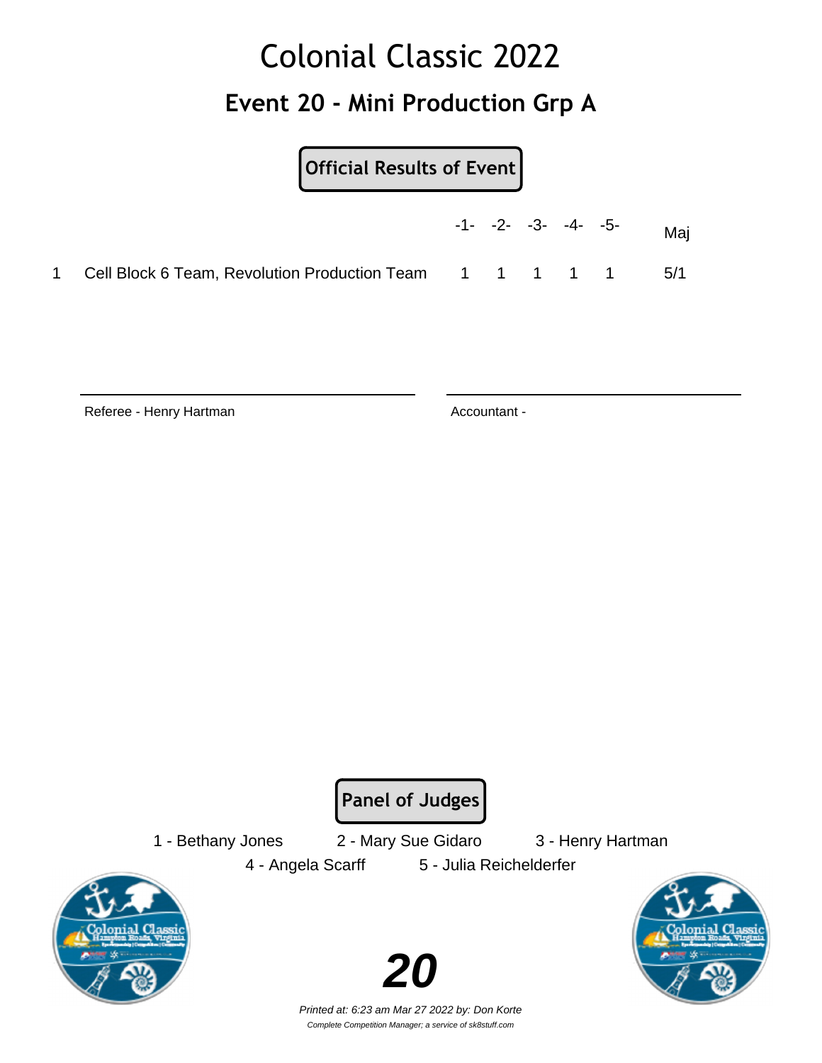# Colonial Classic 2022

## Event 20 - Mini Production Grp A

**Official Results of Event**

| | | -1- | -2- | -3- | -4- | -5- | Maj |
|---|---|---|---|---|---|---|---|
| 1 | Cell Block 6 Team, Revolution Production Team | 1 | 1 | 1 | 1 | 1 | 5/1 |

Referee - Henry Hartman

Accountant -

**Panel of Judges**

1 - Bethany Jones    2 - Mary Sue Gidaro    3 - Henry Hartman

4 - Angela Scarff    5 - Julia Reichelderfer

*Printed at: 6:23 am Mar 27 2022 by: Don Korte*

*Complete Competition Manager; a service of sk8stuff.com*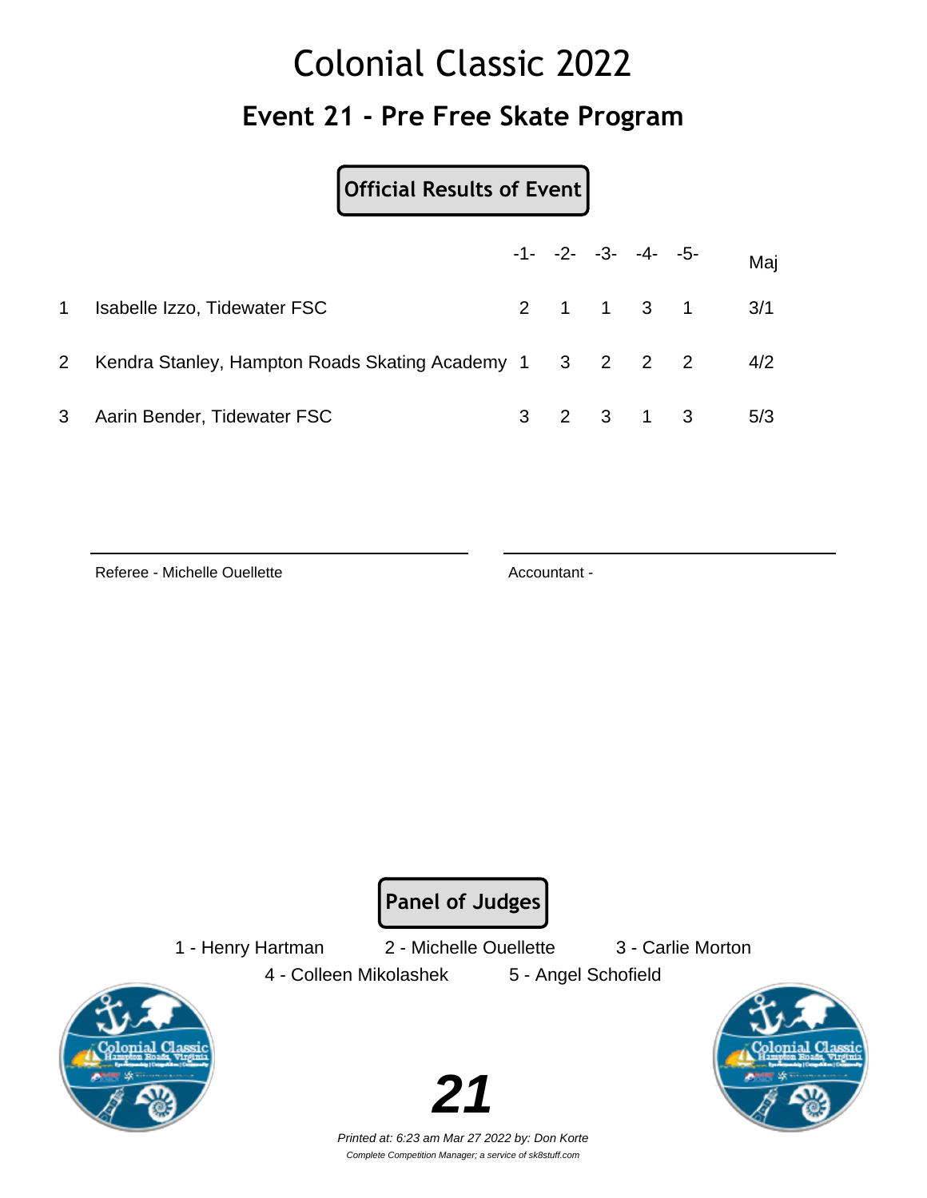# Colonial Classic 2022

## Event 21 - Pre Free Skate Program

**Official Results of Event**

| | | -1- | -2- | -3- | -4- | -5- | Maj |
|---|---|---|---|---|---|---|---|
| 1 | Isabelle Izzo, Tidewater FSC | 2 | 1 | 1 | 3 | 1 | 3/1 |
| 2 | Kendra Stanley, Hampton Roads Skating Academy | 1 | 3 | 2 | 2 | 2 | 4/2 |
| 3 | Aarin Bender, Tidewater FSC | 3 | 2 | 3 | 1 | 3 | 5/3 |

Referee - Michelle Ouellette

Accountant -

**Panel of Judges**

1 - Henry Hartman 2 - Michelle Ouellette 3 - Carlie Morton

4 - Colleen Mikolashek 5 - Angel Schofield

*Printed at: 6:23 am Mar 27 2022 by: Don Korte*

*Complete Competition Manager; a service of sk8stuff.com*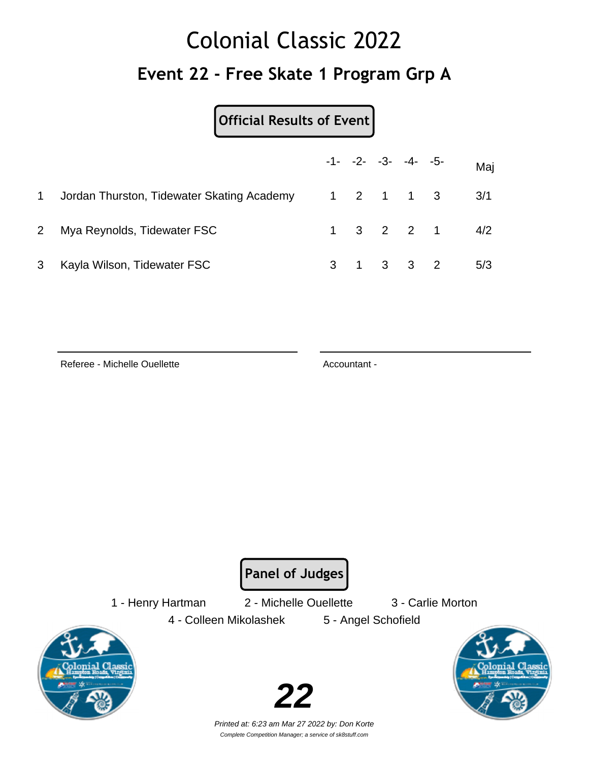# Colonial Classic 2022

## Event 22 - Free Skate 1 Program Grp A

**Official Results of Event**

| | | -1- | -2- | -3- | -4- | -5- | Maj |
|---|---|---|---|---|---|---|---|
| 1 | Jordan Thurston, Tidewater Skating Academy | 1 | 2 | 1 | 1 | 3 | 3/1 |
| 2 | Mya Reynolds, Tidewater FSC | 1 | 3 | 2 | 2 | 1 | 4/2 |
| 3 | Kayla Wilson, Tidewater FSC | 3 | 1 | 3 | 3 | 2 | 5/3 |

Referee - Michelle Ouellette

Accountant -

**Panel of Judges**

1 - Henry Hartman    2 - Michelle Ouellette    3 - Carlie Morton

4 - Colleen Mikolashek    5 - Angel Schofield

**22**

*Printed at: 6:23 am Mar 27 2022 by: Don Korte*

*Complete Competition Manager; a service of sk8stuff.com*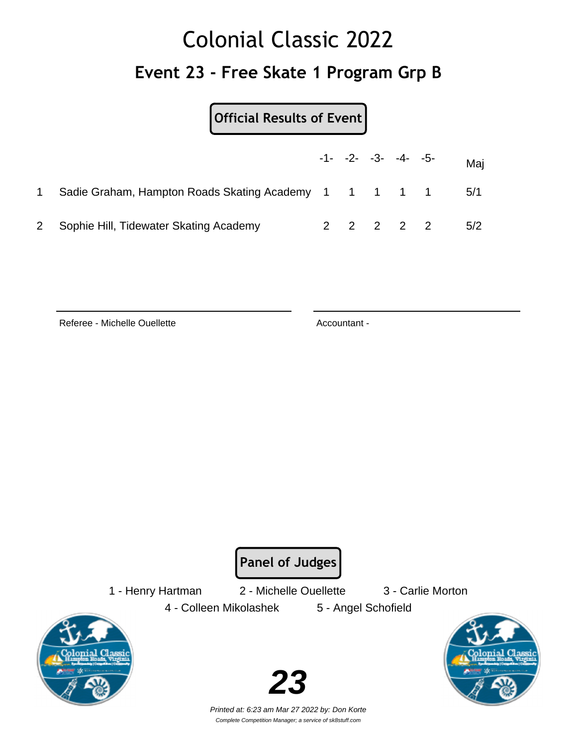# Colonial Classic 2022

## Event 23 - Free Skate 1 Program Grp B

**Official Results of Event**

| | | -1- | -2- | -3- | -4- | -5- | Maj |
|---|---|---|---|---|---|---|---|
| 1 | Sadie Graham, Hampton Roads Skating Academy | 1 | 1 | 1 | 1 | 1 | 5/1 |
| 2 | Sophie Hill, Tidewater Skating Academy | 2 | 2 | 2 | 2 | 2 | 5/2 |

Referee - Michelle Ouellette

Accountant -

**Panel of Judges**

1 - Henry Hartman    2 - Michelle Ouellette    3 - Carlie Morton

4 - Colleen Mikolashek    5 - Angel Schofield

*Printed at: 6:23 am Mar 27 2022 by: Don Korte*

*Complete Competition Manager; a service of sk8stuff.com*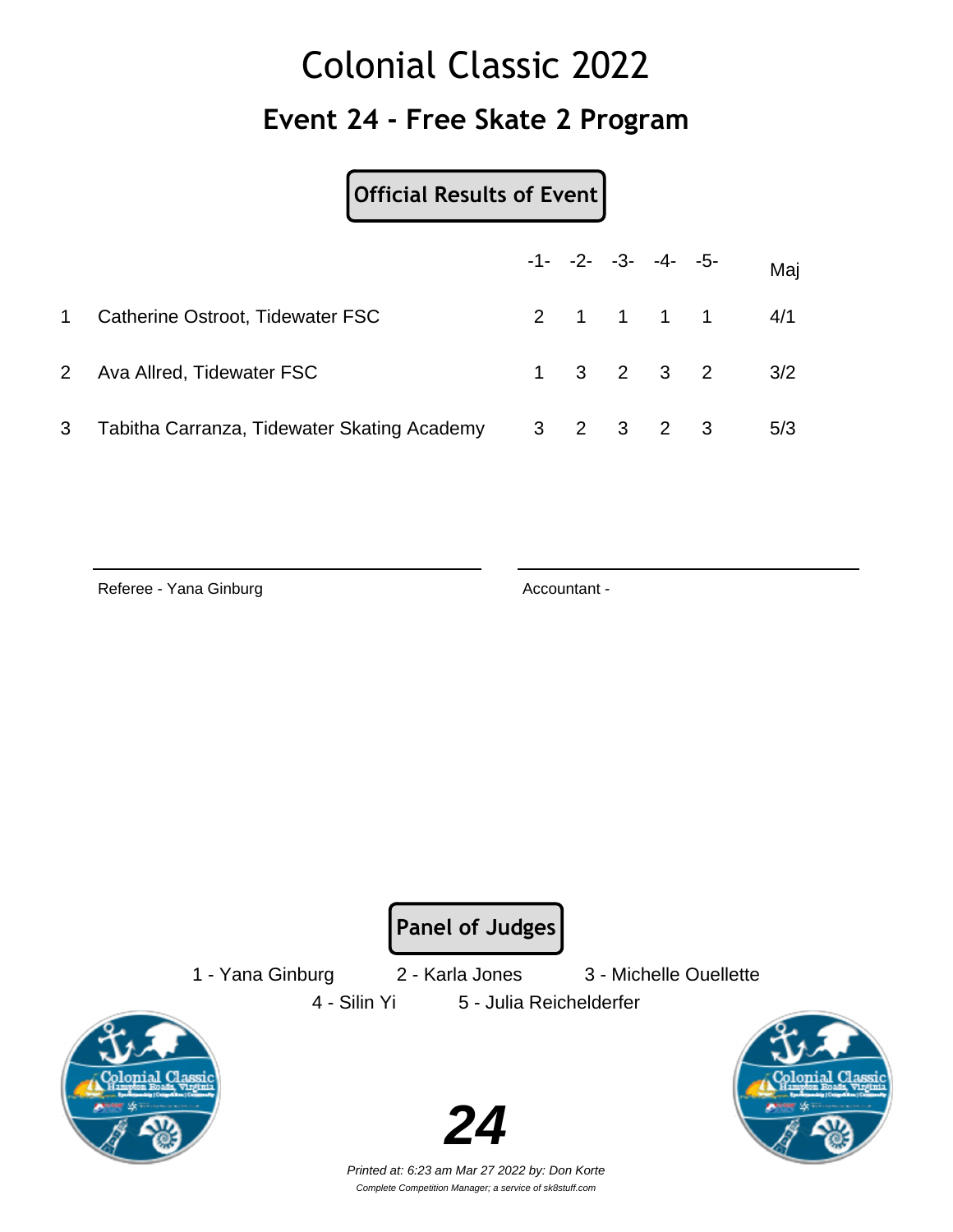# Colonial Classic 2022

## Event 24 - Free Skate 2 Program

**Official Results of Event**

| | | -1- | -2- | -3- | -4- | -5- | Maj |
|---|---|---|---|---|---|---|---|
| 1 | Catherine Ostroot, Tidewater FSC | 2 | 1 | 1 | 1 | 1 | 4/1 |
| 2 | Ava Allred, Tidewater FSC | 1 | 3 | 2 | 3 | 2 | 3/2 |
| 3 | Tabitha Carranza, Tidewater Skating Academy | 3 | 2 | 3 | 2 | 3 | 5/3 |

Referee - Yana Ginburg

Accountant -

**Panel of Judges**

1 - Yana Ginburg 2 - Karla Jones 3 - Michelle Ouellette

4 - Silin Yi 5 - Julia Reichelderfer

*Printed at: 6:23 am Mar 27 2022 by: Don Korte*

*Complete Competition Manager; a service of sk8stuff.com*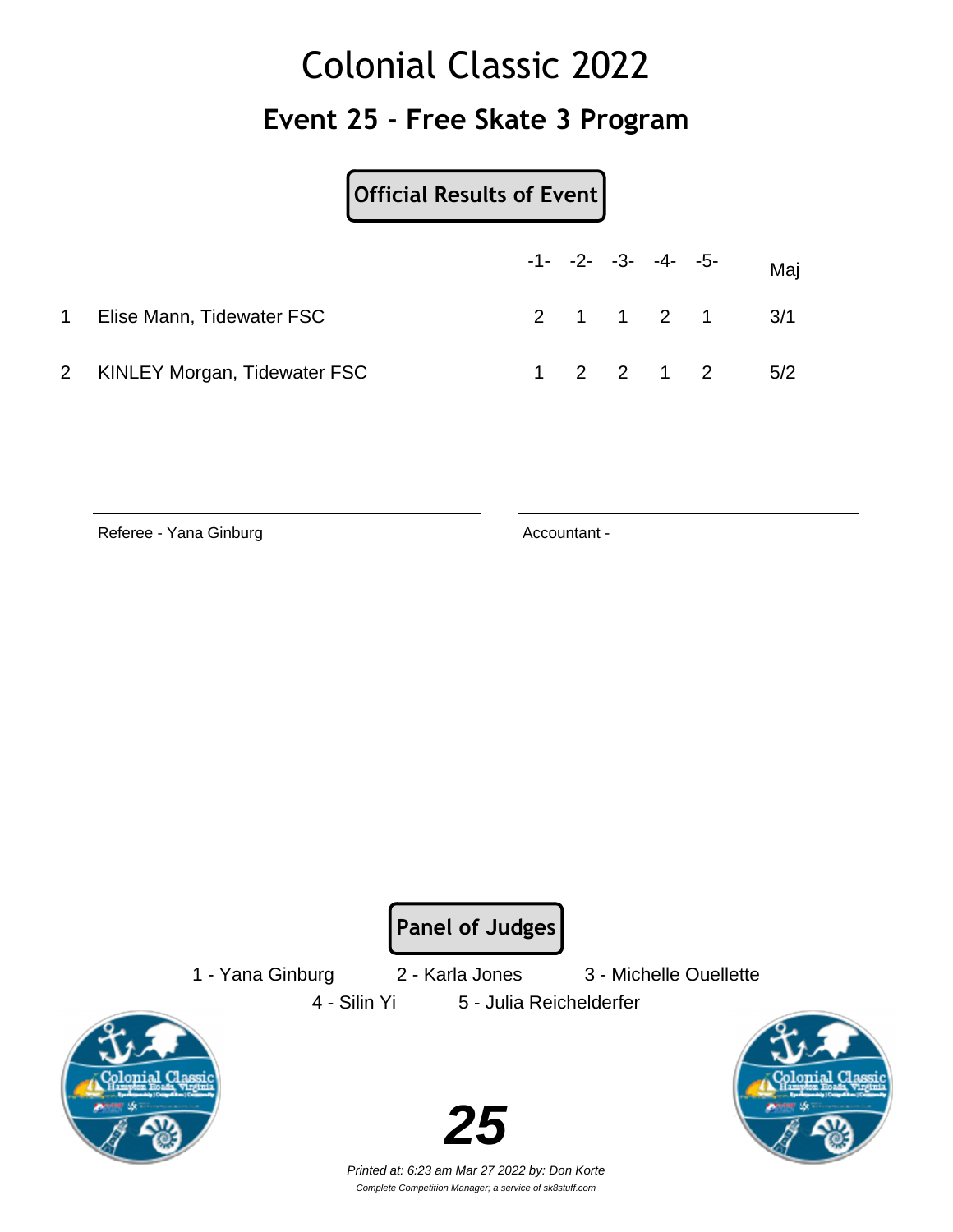# Colonial Classic 2022

## Event 25 - Free Skate 3 Program

**Official Results of Event**

| | | -1- | -2- | -3- | -4- | -5- | Maj |
|---|---|---|---|---|---|---|---|
| 1 | Elise Mann, Tidewater FSC | 2 | 1 | 1 | 2 | 1 | 3/1 |
| 2 | KINLEY Morgan, Tidewater FSC | 1 | 2 | 2 | 1 | 2 | 5/2 |

Referee - Yana Ginburg

Accountant -

**Panel of Judges**

1 - Yana Ginburg  2 - Karla Jones  3 - Michelle Ouellette

4 - Silin Yi  5 - Julia Reichelderfer

**25**

*Printed at: 6:23 am Mar 27 2022 by: Don Korte*

*Complete Competition Manager; a service of sk8stuff.com*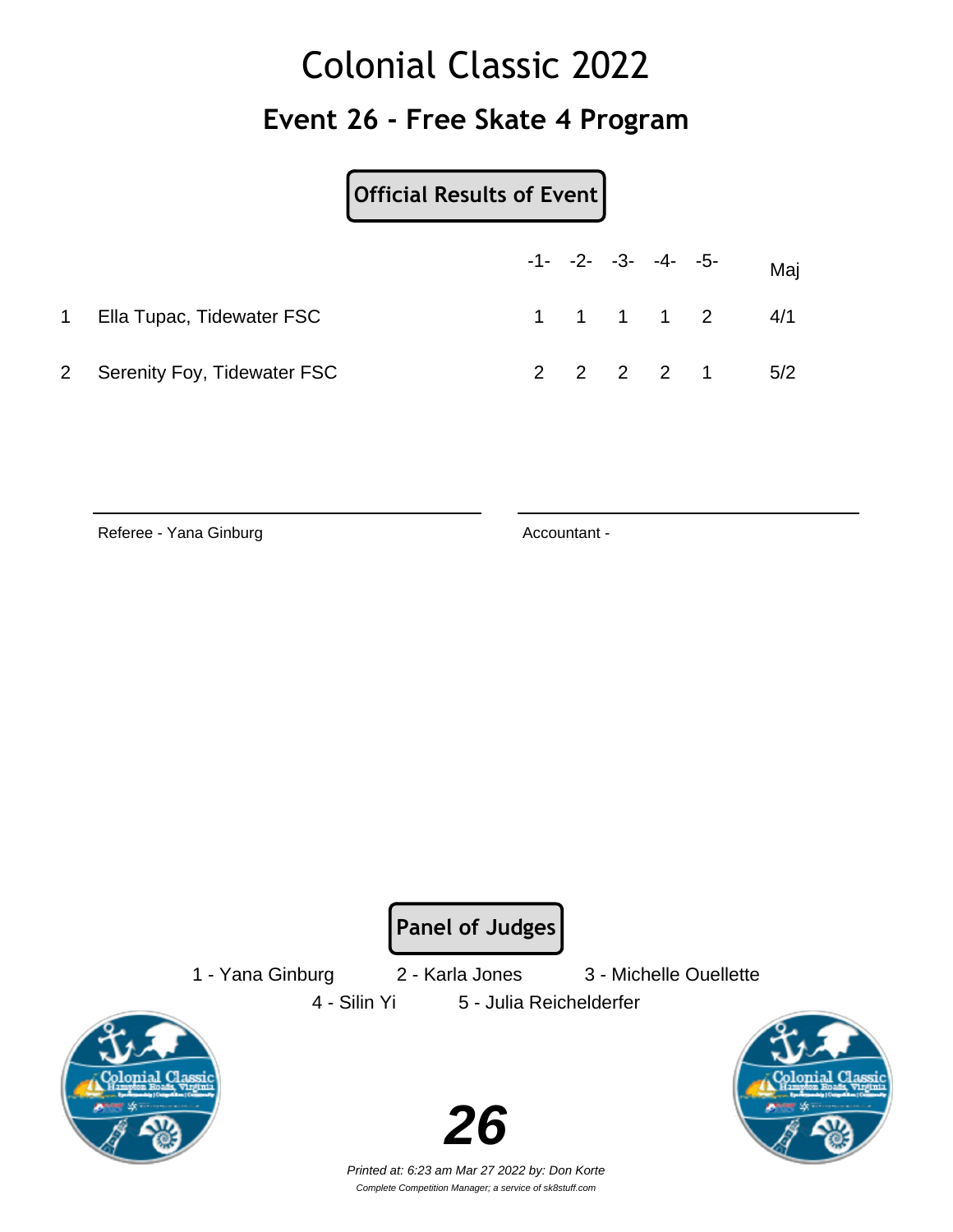# Colonial Classic 2022

## Event 26 - Free Skate 4 Program

**Official Results of Event**

| | | -1- | -2- | -3- | -4- | -5- | Maj |
|---|---|---|---|---|---|---|---|
| 1 | Ella Tupac, Tidewater FSC | 1 | 1 | 1 | 1 | 2 | 4/1 |
| 2 | Serenity Foy, Tidewater FSC | 2 | 2 | 2 | 2 | 1 | 5/2 |

Referee - Yana Ginburg

Accountant -

**Panel of Judges**

1 - Yana Ginburg 2 - Karla Jones 3 - Michelle Ouellette
4 - Silin Yi 5 - Julia Reichelderfer

*Printed at: 6:23 am Mar 27 2022 by: Don Korte*

*Complete Competition Manager; a service of sk8stuff.com*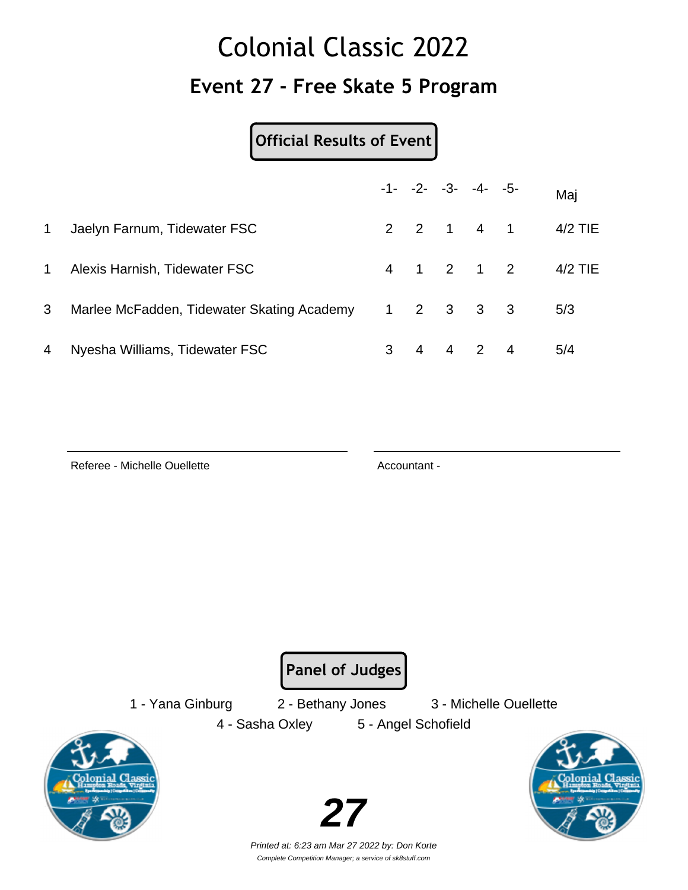# Colonial Classic 2022

## Event 27 - Free Skate 5 Program

**Official Results of Event**

| | | -1- | -2- | -3- | -4- | -5- | Maj |
|---|---|---|---|---|---|---|---|
| 1 | Jaelyn Farnum, Tidewater FSC | 2 | 2 | 1 | 4 | 1 | 4/2 TIE |
| 1 | Alexis Harnish, Tidewater FSC | 4 | 1 | 2 | 1 | 2 | 4/2 TIE |
| 3 | Marlee McFadden, Tidewater Skating Academy | 1 | 2 | 3 | 3 | 3 | 5/3 |
| 4 | Nyesha Williams, Tidewater FSC | 3 | 4 | 4 | 2 | 4 | 5/4 |

Referee - Michelle Ouellette

Accountant -

**Panel of Judges**

1 - Yana Ginburg　2 - Bethany Jones　3 - Michelle Ouellette
4 - Sasha Oxley　5 - Angel Schofield

**27**

*Printed at: 6:23 am Mar 27 2022 by: Don Korte*

*Complete Competition Manager; a service of sk8stuff.com*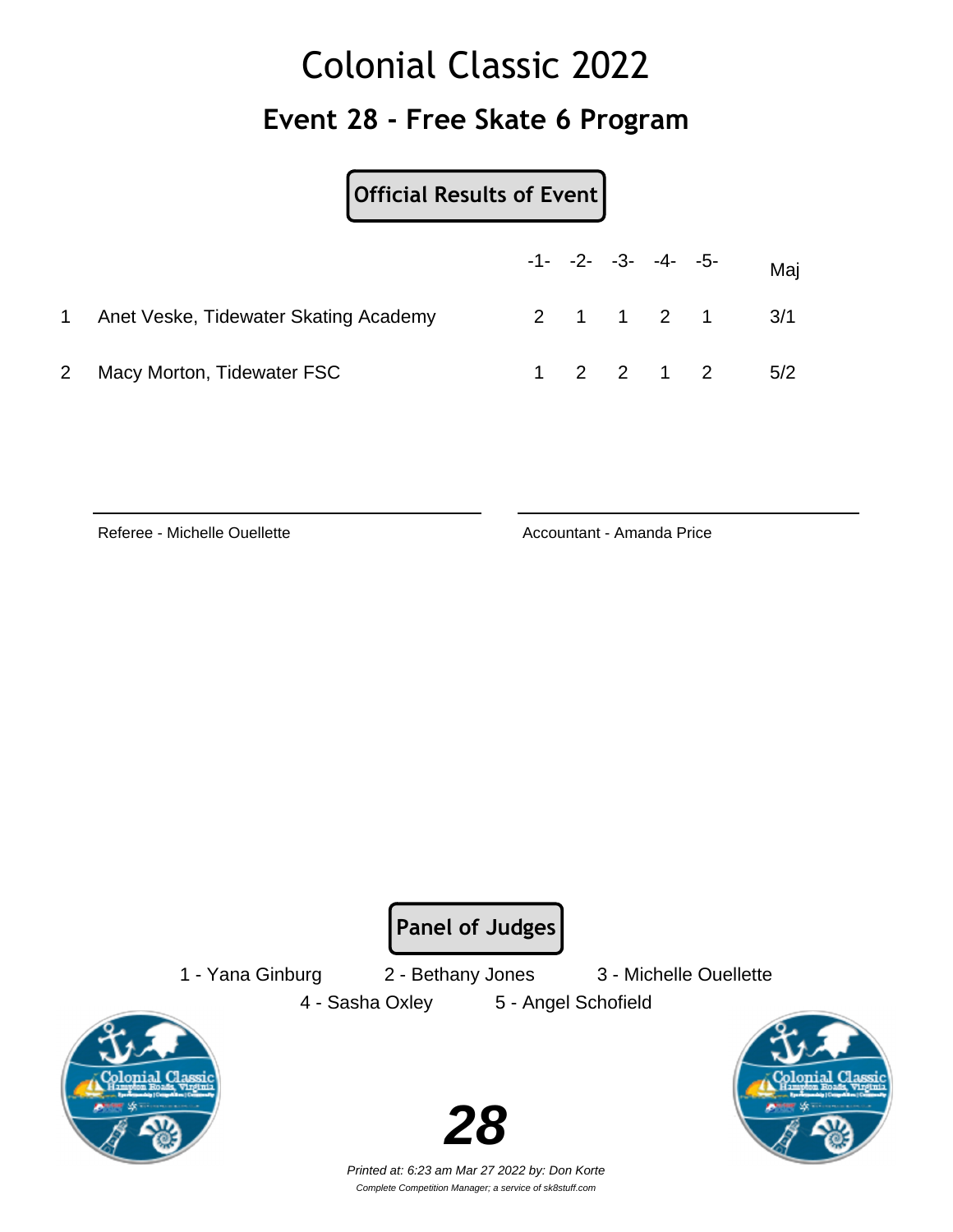# Colonial Classic 2022

## Event 28 - Free Skate 6 Program

**Official Results of Event**

| | | -1- | -2- | -3- | -4- | -5- | Maj |
|---|---|---|---|---|---|---|---|
| 1 | Anet Veske, Tidewater Skating Academy | 2 | 1 | 1 | 2 | 1 | 3/1 |
| 2 | Macy Morton, Tidewater FSC | 1 | 2 | 2 | 1 | 2 | 5/2 |

Referee - Michelle Ouellette

Accountant - Amanda Price

**Panel of Judges**

1 - Yana Ginburg 2 - Bethany Jones 3 - Michelle Ouellette
4 - Sasha Oxley 5 - Angel Schofield

**28**

*Printed at: 6:23 am Mar 27 2022 by: Don Korte*

*Complete Competition Manager; a service of sk8stuff.com*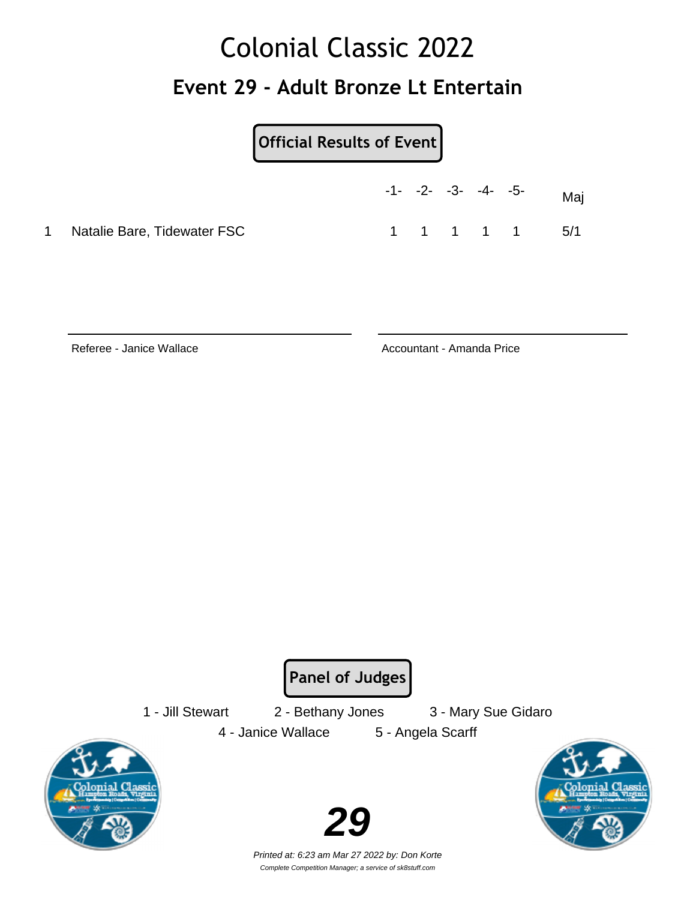# Colonial Classic 2022

## Event 29 - Adult Bronze Lt Entertain

**Official Results of Event**

| | | -1- | -2- | -3- | -4- | -5- | Maj |
|---|---|---|---|---|---|---|---|
| 1 | Natalie Bare, Tidewater FSC | 1 | 1 | 1 | 1 | 1 | 5/1 |

Referee - Janice Wallace

Accountant - Amanda Price

**Panel of Judges**

1 - Jill Stewart
2 - Bethany Jones
3 - Mary Sue Gidaro
4 - Janice Wallace
5 - Angela Scarff

*Printed at: 6:23 am Mar 27 2022 by: Don Korte*

*Complete Competition Manager; a service of sk8stuff.com*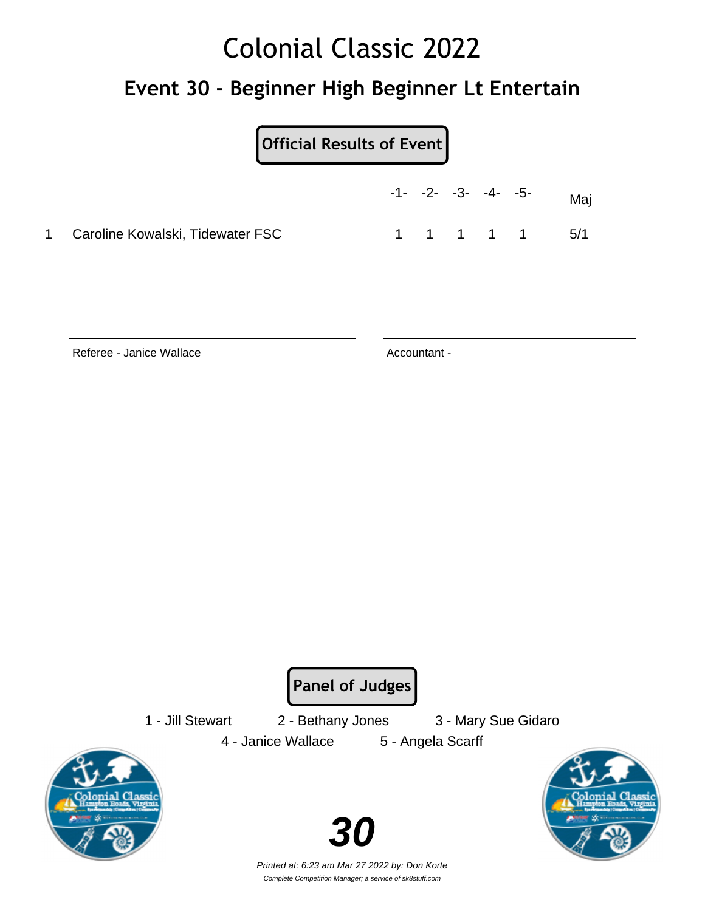# Colonial Classic 2022

## Event 30 - Beginner High Beginner Lt Entertain

**Official Results of Event**

| | | -1- | -2- | -3- | -4- | -5- | Maj |
|---|---|---|---|---|---|---|---|
| 1 | Caroline Kowalski, Tidewater FSC | 1 | 1 | 1 | 1 | 1 | 5/1 |

Referee - Janice Wallace

Accountant -

**Panel of Judges**

1 - Jill Stewart   2 - Bethany Jones   3 - Mary Sue Gidaro

4 - Janice Wallace   5 - Angela Scarff

*Printed at: 6:23 am Mar 27 2022 by: Don Korte*

*Complete Competition Manager; a service of sk8stuff.com*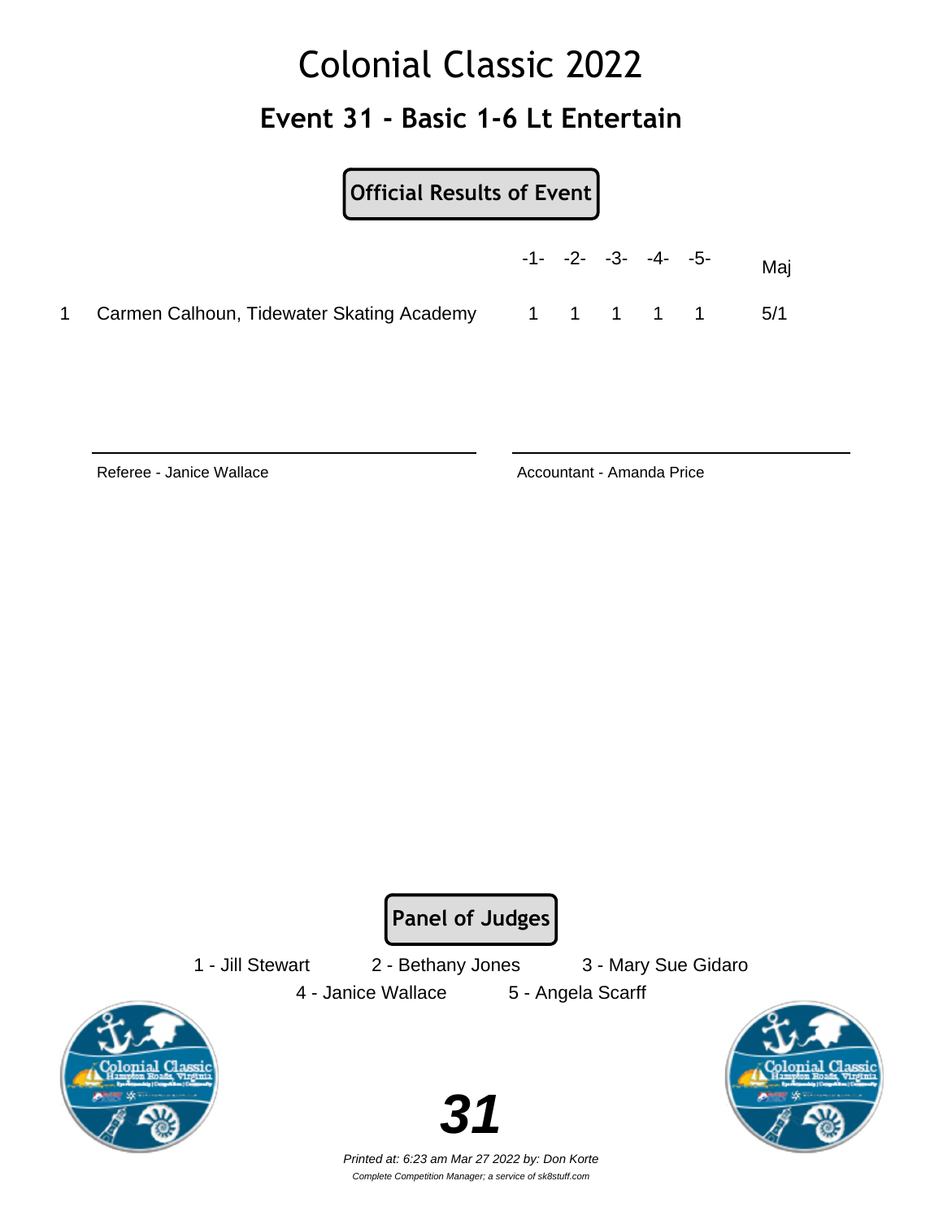# Colonial Classic 2022

## Event 31 - Basic 1-6 Lt Entertain

**Official Results of Event**

| | | -1- | -2- | -3- | -4- | -5- | Maj |
|---|---|---|---|---|---|---|---|
| 1 | Carmen Calhoun, Tidewater Skating Academy | 1 | 1 | 1 | 1 | 1 | 5/1 |

Referee - Janice Wallace

Accountant - Amanda Price

**Panel of Judges**

1 - Jill Stewart    2 - Bethany Jones    3 - Mary Sue Gidaro

4 - Janice Wallace    5 - Angela Scarff

**31**

*Printed at: 6:23 am Mar 27 2022 by: Don Korte*

*Complete Competition Manager; a service of sk8stuff.com*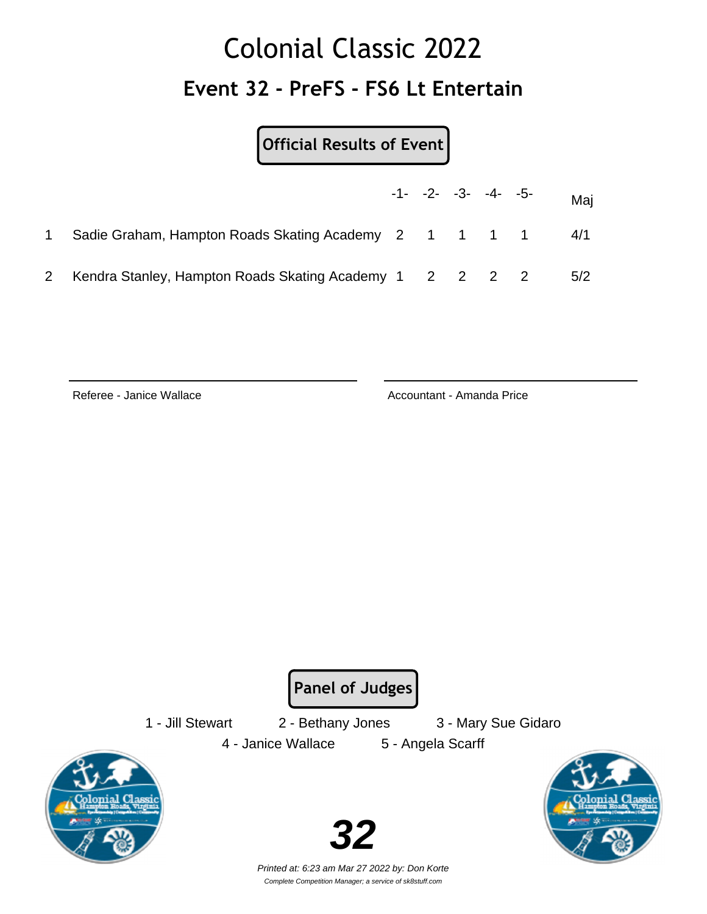# Colonial Classic 2022

## Event 32 - PreFS - FS6 Lt Entertain

**Official Results of Event**

| | | -1- | -2- | -3- | -4- | -5- | Maj |
|---|---|---|---|---|---|---|---|
| 1 | Sadie Graham, Hampton Roads Skating Academy | 2 | 1 | 1 | 1 | 1 | 4/1 |
| 2 | Kendra Stanley, Hampton Roads Skating Academy | 1 | 2 | 2 | 2 | 2 | 5/2 |

Referee - Janice Wallace

Accountant - Amanda Price

**Panel of Judges**

1 - Jill Stewart
2 - Bethany Jones
3 - Mary Sue Gidaro
4 - Janice Wallace
5 - Angela Scarff

*Printed at: 6:23 am Mar 27 2022 by: Don Korte*

*Complete Competition Manager; a service of sk8stuff.com*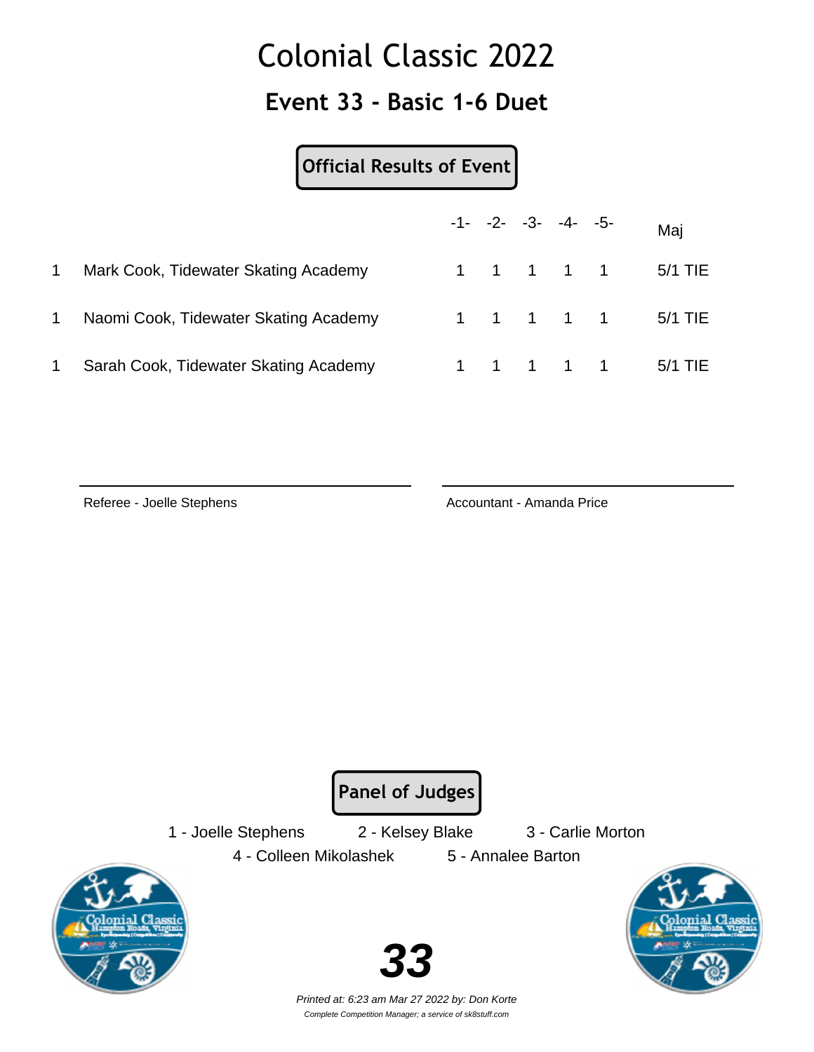# Colonial Classic 2022

## Event 33 - Basic 1-6 Duet

**Official Results of Event**

| | | -1- | -2- | -3- | -4- | -5- | Maj |
|---|---|---|---|---|---|---|---|
| 1 | Mark Cook, Tidewater Skating Academy | 1 | 1 | 1 | 1 | 1 | 5/1 TIE |
| 1 | Naomi Cook, Tidewater Skating Academy | 1 | 1 | 1 | 1 | 1 | 5/1 TIE |
| 1 | Sarah Cook, Tidewater Skating Academy | 1 | 1 | 1 | 1 | 1 | 5/1 TIE |

Referee - Joelle Stephens

Accountant - Amanda Price

**Panel of Judges**

1 - Joelle Stephens 2 - Kelsey Blake 3 - Carlie Morton
4 - Colleen Mikolashek 5 - Annalee Barton

*Printed at: 6:23 am Mar 27 2022 by: Don Korte*

*Complete Competition Manager; a service of sk8stuff.com*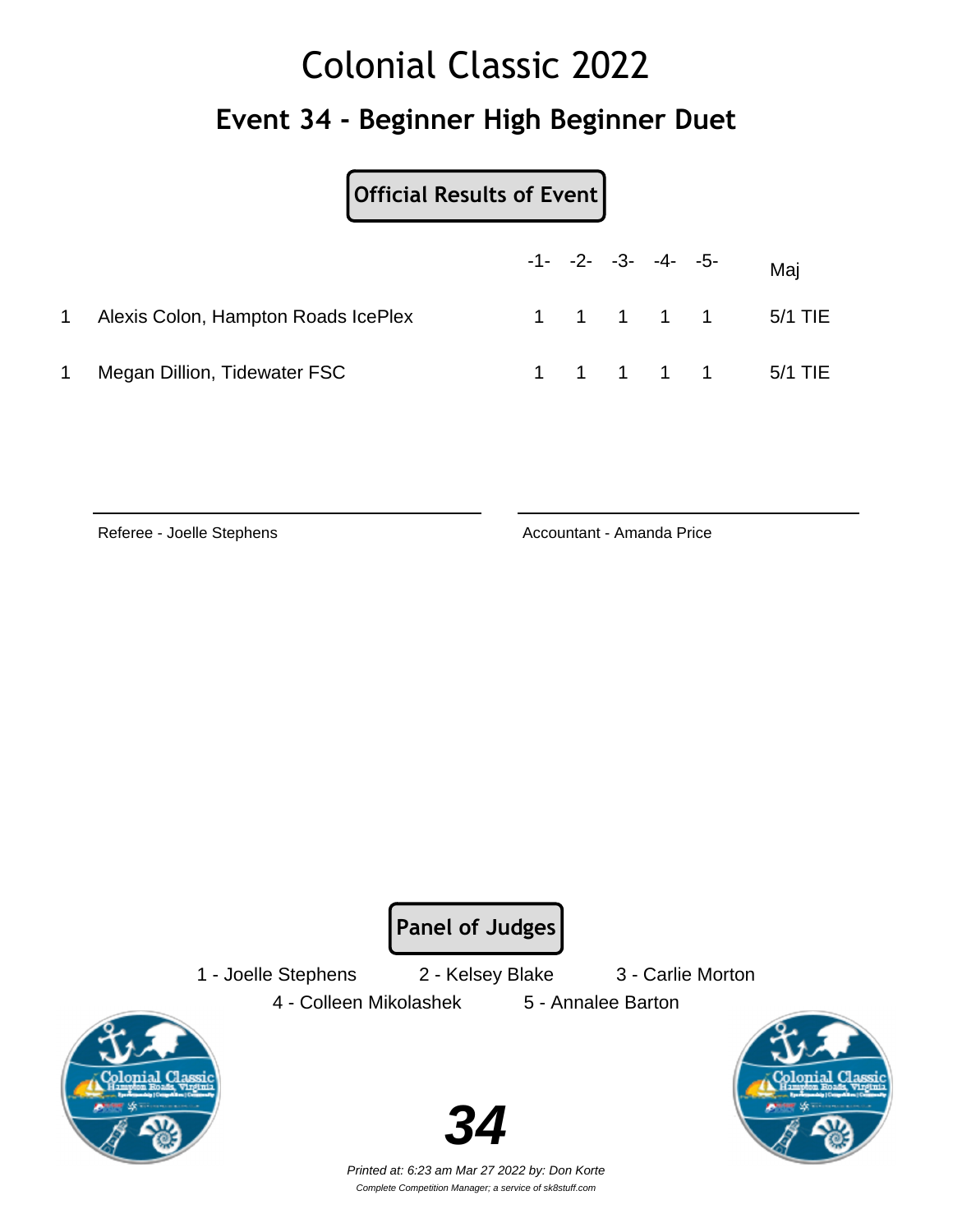# Colonial Classic 2022

## Event 34 - Beginner High Beginner Duet

**Official Results of Event**

| | | -1- | -2- | -3- | -4- | -5- | Maj |
|---|---|---|---|---|---|---|---|
| 1 | Alexis Colon, Hampton Roads IcePlex | 1 | 1 | 1 | 1 | 1 | 5/1 TIE |
| 1 | Megan Dillion, Tidewater FSC | 1 | 1 | 1 | 1 | 1 | 5/1 TIE |

Referee - Joelle Stephens

Accountant - Amanda Price

**Panel of Judges**

1 - Joelle Stephens 2 - Kelsey Blake 3 - Carlie Morton

4 - Colleen Mikolashek 5 - Annalee Barton

**34**

*Printed at: 6:23 am Mar 27 2022 by: Don Korte*

*Complete Competition Manager; a service of sk8stuff.com*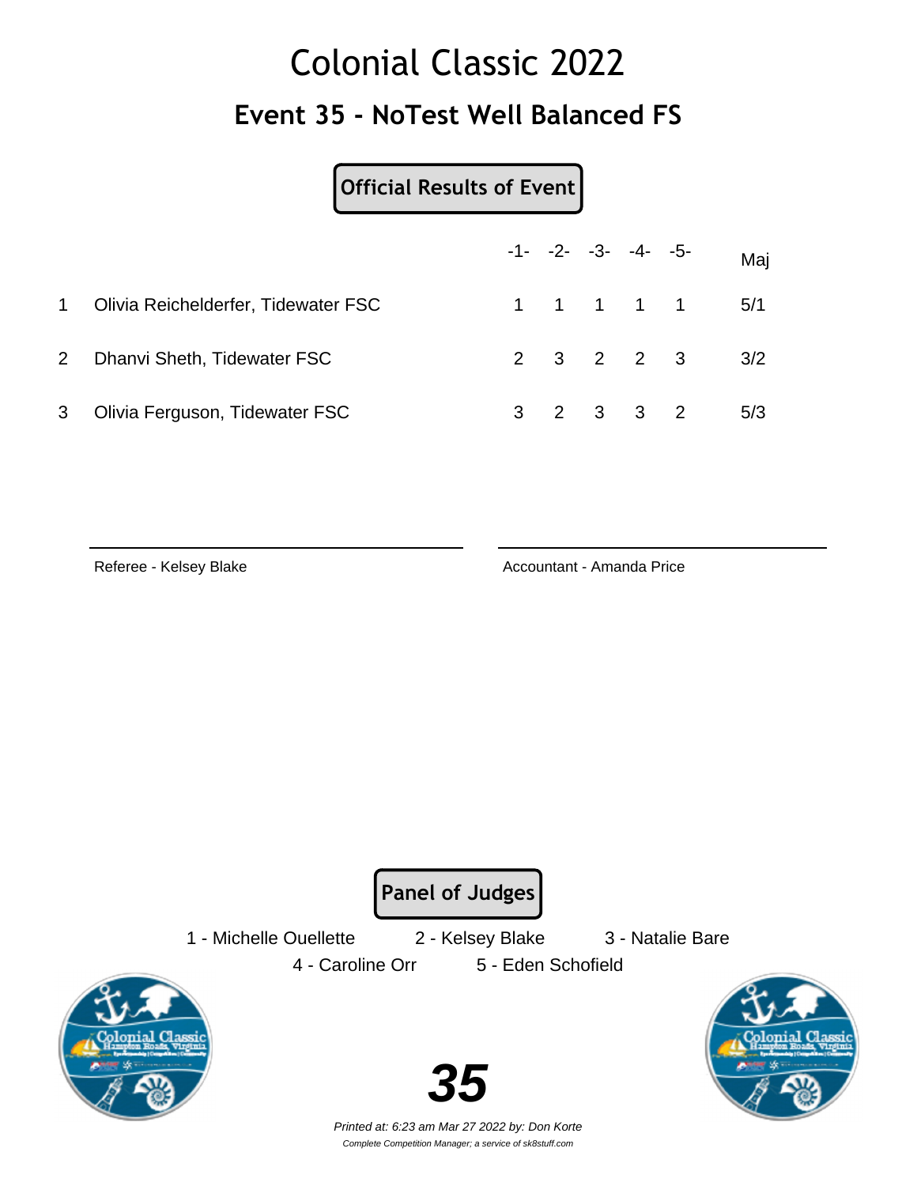# Colonial Classic 2022

## Event 35 - NoTest Well Balanced FS

**Official Results of Event**

| | | -1- | -2- | -3- | -4- | -5- | Maj |
|---|---|---|---|---|---|---|---|
| 1 | Olivia Reichelderfer, Tidewater FSC | 1 | 1 | 1 | 1 | 1 | 5/1 |
| 2 | Dhanvi Sheth, Tidewater FSC | 2 | 3 | 2 | 2 | 3 | 3/2 |
| 3 | Olivia Ferguson, Tidewater FSC | 3 | 2 | 3 | 3 | 2 | 5/3 |

Referee - Kelsey Blake

Accountant - Amanda Price

**Panel of Judges**

1 - Michelle Ouellette
2 - Kelsey Blake
3 - Natalie Bare
4 - Caroline Orr
5 - Eden Schofield

*Printed at: 6:23 am Mar 27 2022 by: Don Korte*

*Complete Competition Manager; a service of sk8stuff.com*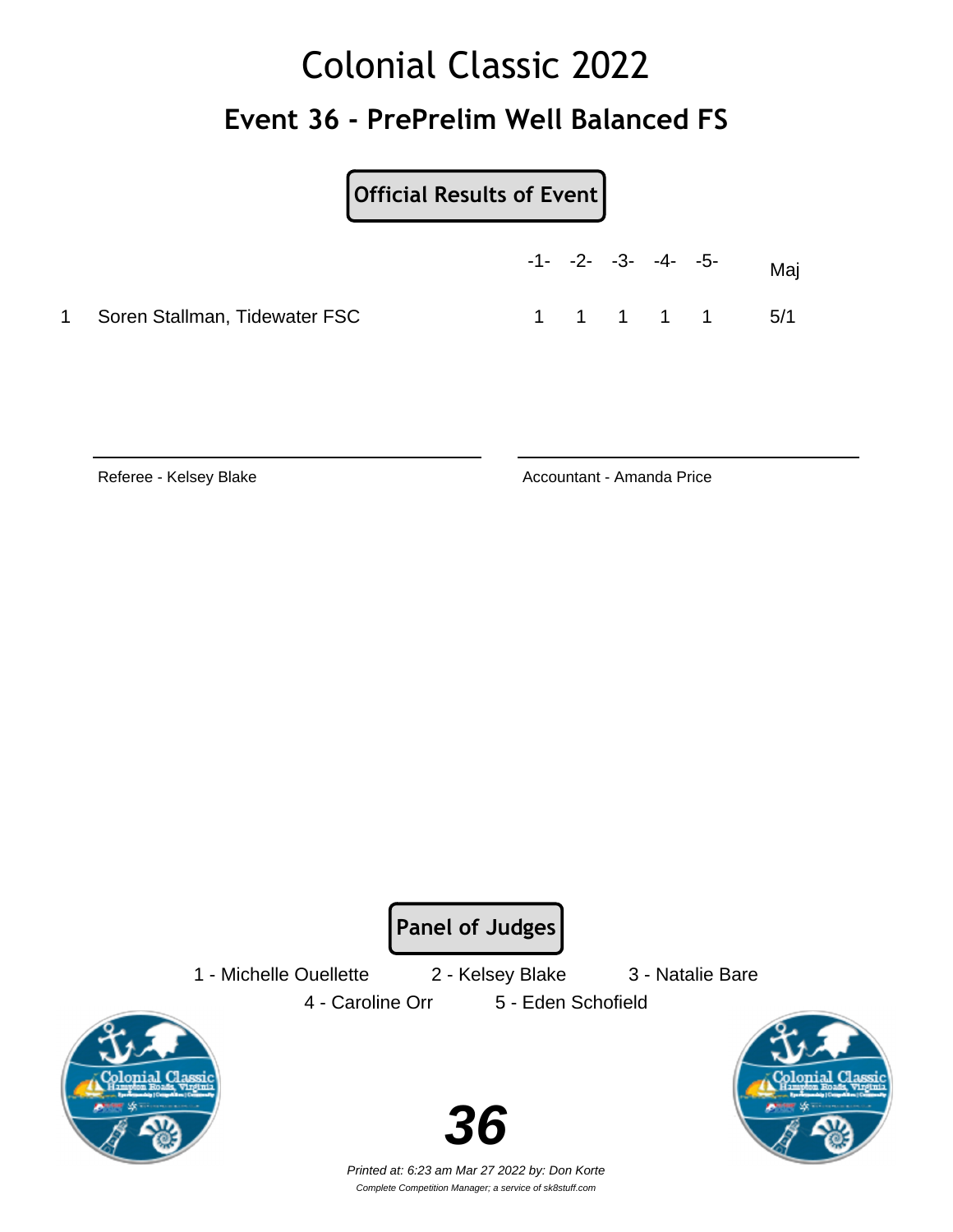# Colonial Classic 2022

## Event 36 - PrePrelim Well Balanced FS

**Official Results of Event**

| | | -1- | -2- | -3- | -4- | -5- | Maj |
|---|---|---|---|---|---|---|---|
| 1 | Soren Stallman, Tidewater FSC | 1 | 1 | 1 | 1 | 1 | 5/1 |

Referee - Kelsey Blake

Accountant - Amanda Price

**Panel of Judges**

1 - Michelle Ouellette    2 - Kelsey Blake    3 - Natalie Bare

4 - Caroline Orr    5 - Eden Schofield

*Printed at: 6:23 am Mar 27 2022 by: Don Korte*

*Complete Competition Manager; a service of sk8stuff.com*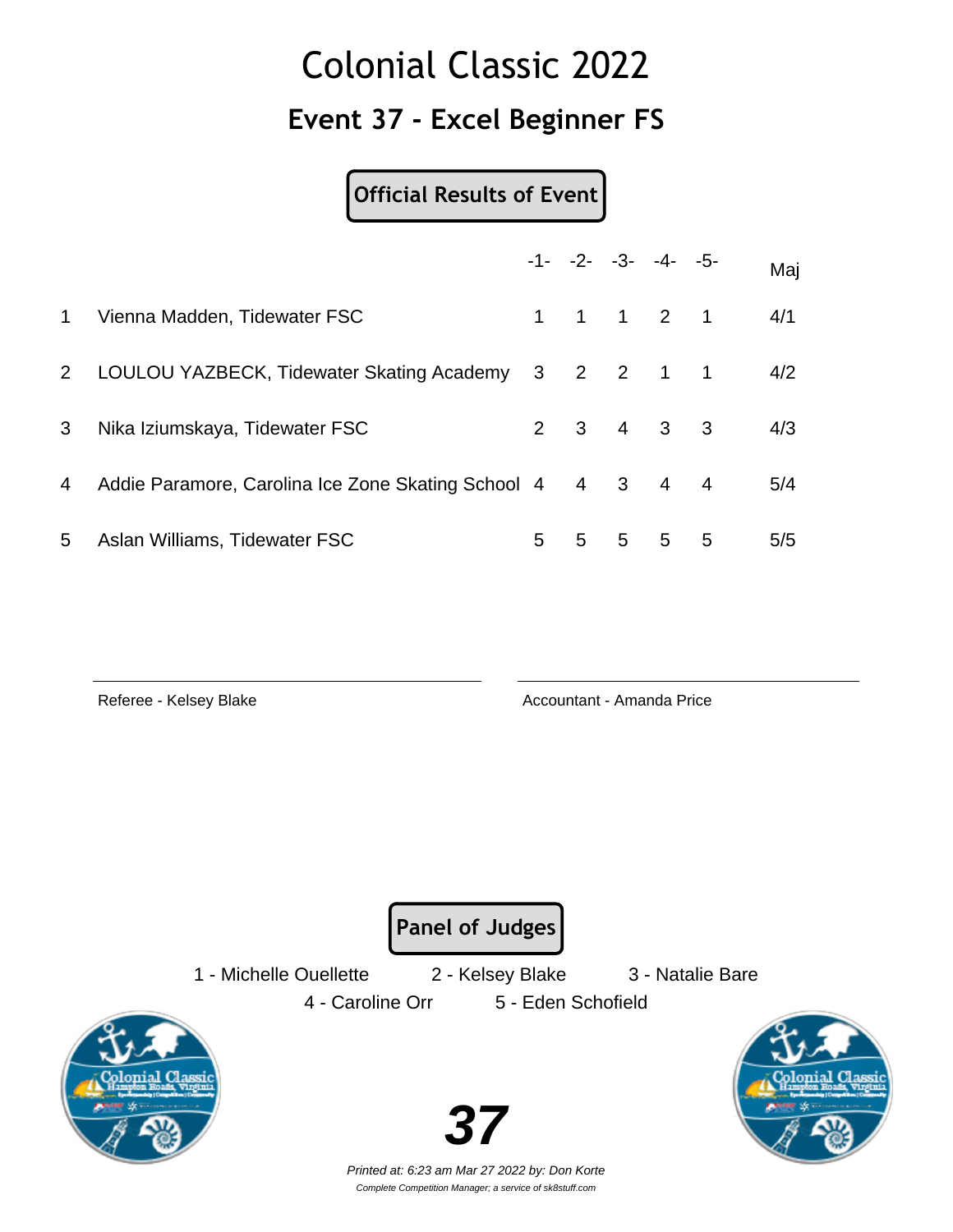# Colonial Classic 2022

## Event 37 - Excel Beginner FS

**Official Results of Event**

| | | -1- | -2- | -3- | -4- | -5- | Maj |
|---|---|---|---|---|---|---|---|
| 1 | Vienna Madden, Tidewater FSC | 1 | 1 | 1 | 2 | 1 | 4/1 |
| 2 | LOULOU YAZBECK, Tidewater Skating Academy | 3 | 2 | 2 | 1 | 1 | 4/2 |
| 3 | Nika Iziumskaya, Tidewater FSC | 2 | 3 | 4 | 3 | 3 | 4/3 |
| 4 | Addie Paramore, Carolina Ice Zone Skating School | 4 | 4 | 3 | 4 | 4 | 5/4 |
| 5 | Aslan Williams, Tidewater FSC | 5 | 5 | 5 | 5 | 5 | 5/5 |

Referee - Kelsey Blake

Accountant - Amanda Price

**Panel of Judges**

1 - Michelle Ouellette 2 - Kelsey Blake 3 - Natalie Bare

4 - Caroline Orr 5 - Eden Schofield

*Printed at: 6:23 am Mar 27 2022 by: Don Korte*

*Complete Competition Manager; a service of sk8stuff.com*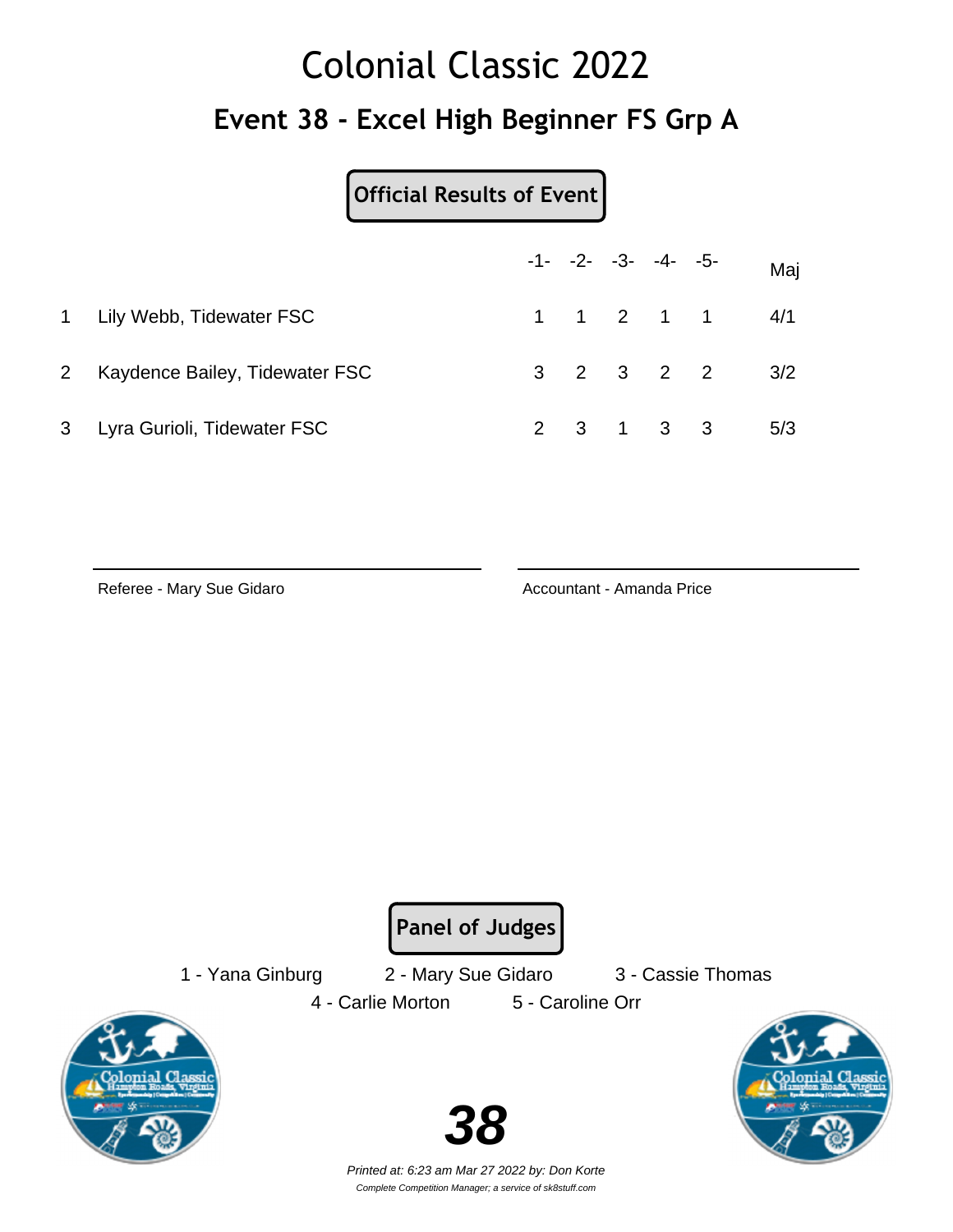# Colonial Classic 2022

## Event 38 - Excel High Beginner FS Grp A

**Official Results of Event**

| | | -1- | -2- | -3- | -4- | -5- | Maj |
|---|---|---|---|---|---|---|---|
| 1 | Lily Webb, Tidewater FSC | 1 | 1 | 2 | 1 | 1 | 4/1 |
| 2 | Kaydence Bailey, Tidewater FSC | 3 | 2 | 3 | 2 | 2 | 3/2 |
| 3 | Lyra Gurioli, Tidewater FSC | 2 | 3 | 1 | 3 | 3 | 5/3 |

Referee - Mary Sue Gidaro

Accountant - Amanda Price

**Panel of Judges**

1 - Yana Ginburg    2 - Mary Sue Gidaro    3 - Cassie Thomas
4 - Carlie Morton    5 - Caroline Orr

*Printed at: 6:23 am Mar 27 2022 by: Don Korte*
*Complete Competition Manager; a service of sk8stuff.com*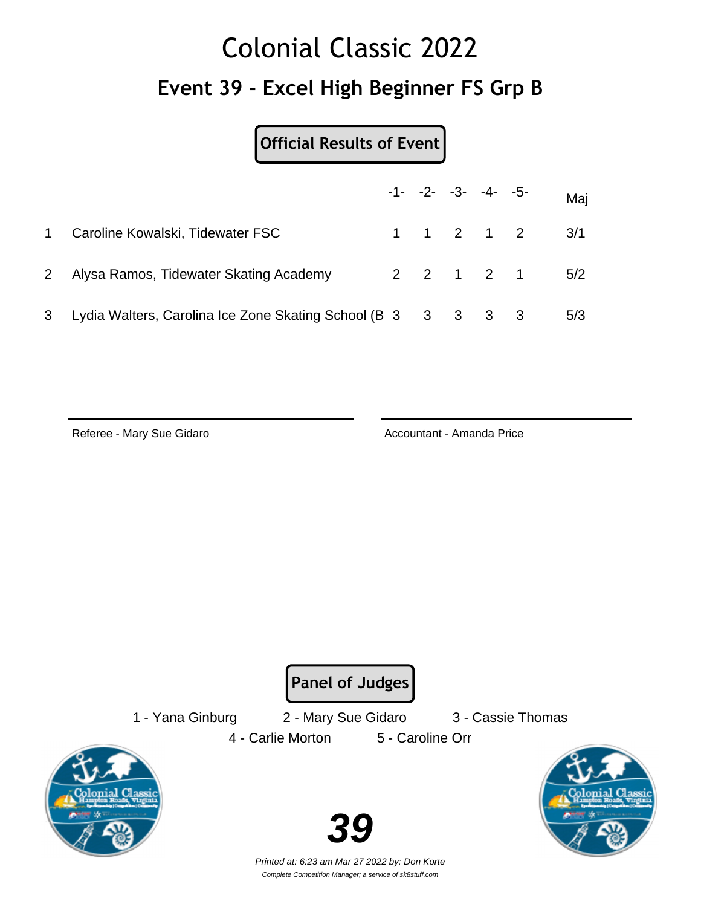# Colonial Classic 2022

## Event 39 - Excel High Beginner FS Grp B

**Official Results of Event**

| | | -1- | -2- | -3- | -4- | -5- | Maj |
|---|---|---|---|---|---|---|---|
| 1 | Caroline Kowalski, Tidewater FSC | 1 | 1 | 2 | 1 | 2 | 3/1 |
| 2 | Alysa Ramos, Tidewater Skating Academy | 2 | 2 | 1 | 2 | 1 | 5/2 |
| 3 | Lydia Walters, Carolina Ice Zone Skating School (B | 3 | 3 | 3 | 3 | 3 | 5/3 |

Referee - Mary Sue Gidaro

Accountant - Amanda Price

**Panel of Judges**

1 - Yana Ginburg    2 - Mary Sue Gidaro    3 - Cassie Thomas

4 - Carlie Morton    5 - Caroline Orr

*Printed at: 6:23 am Mar 27 2022 by: Don Korte*

*Complete Competition Manager; a service of sk8stuff.com*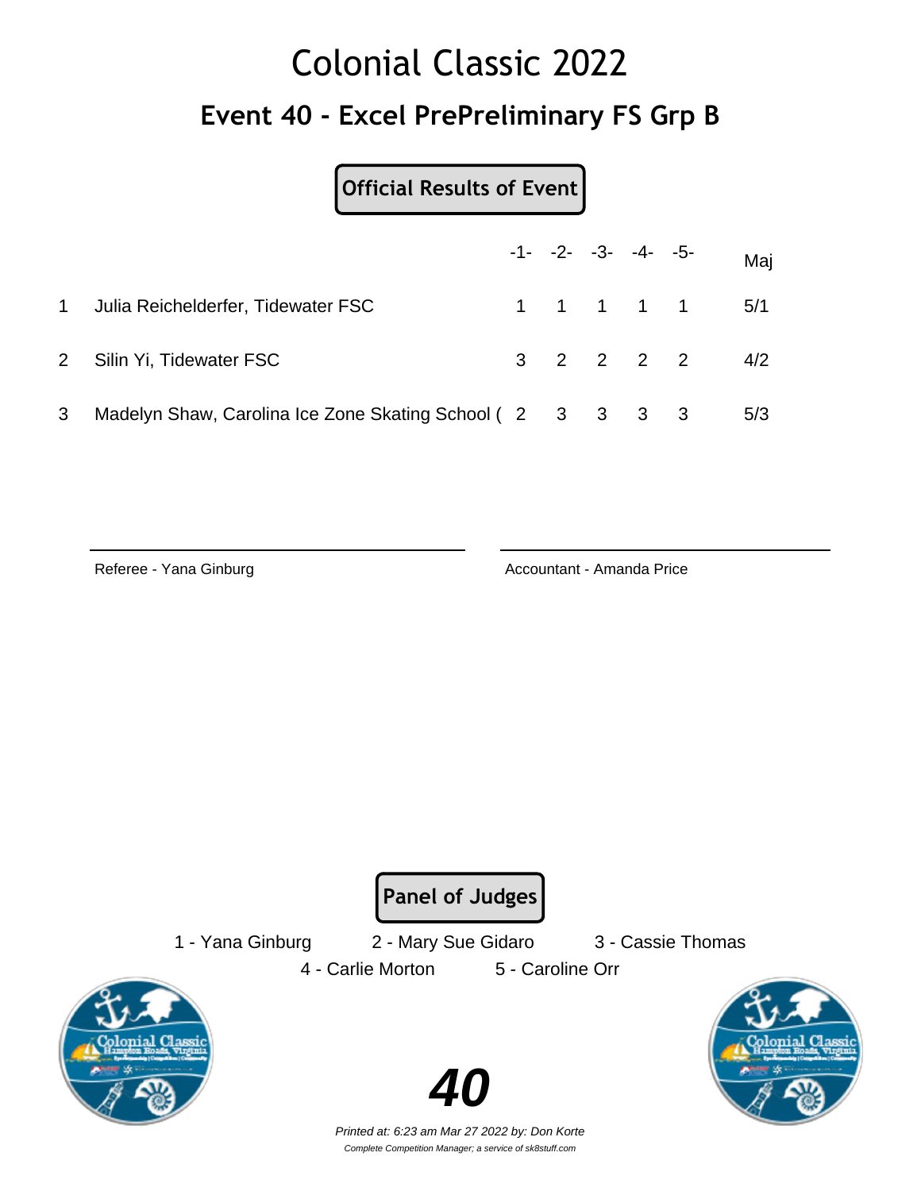# Colonial Classic 2022

## Event 40 - Excel PrePreliminary FS Grp B

**Official Results of Event**

| | | -1- | -2- | -3- | -4- | -5- | Maj |
|---|---|---|---|---|---|---|---|
| 1 | Julia Reichelderfer, Tidewater FSC | 1 | 1 | 1 | 1 | 1 | 5/1 |
| 2 | Silin Yi, Tidewater FSC | 3 | 2 | 2 | 2 | 2 | 4/2 |
| 3 | Madelyn Shaw, Carolina Ice Zone Skating School ( | 2 | 3 | 3 | 3 | 3 | 5/3 |

Referee - Yana Ginburg

Accountant - Amanda Price

**Panel of Judges**

1 - Yana Ginburg
2 - Mary Sue Gidaro
3 - Cassie Thomas
4 - Carlie Morton
5 - Caroline Orr

**40**

*Printed at: 6:23 am Mar 27 2022 by: Don Korte*

*Complete Competition Manager; a service of sk8stuff.com*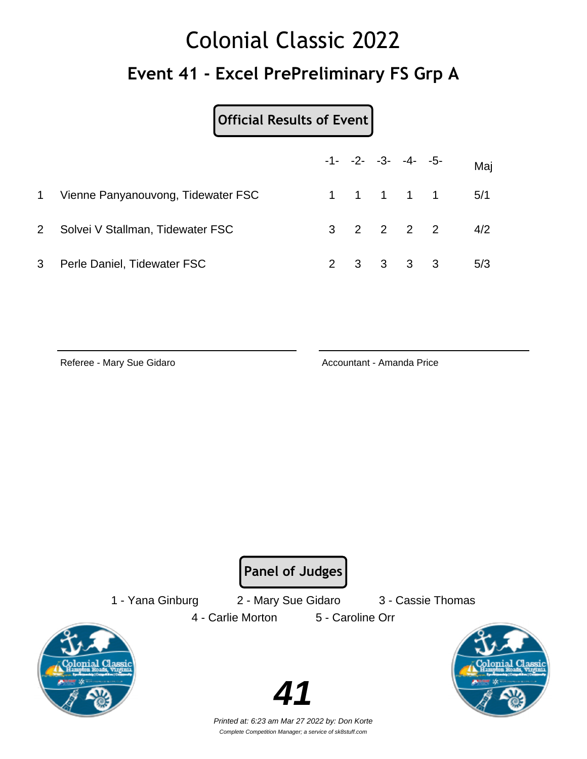# Colonial Classic 2022

## Event 41 - Excel PrePreliminary FS Grp A

**Official Results of Event**

| | | -1- | -2- | -3- | -4- | -5- | Maj |
|---|---|---|---|---|---|---|---|
| 1 | Vienne Panyanouvong, Tidewater FSC | 1 | 1 | 1 | 1 | 1 | 5/1 |
| 2 | Solvei V Stallman, Tidewater FSC | 3 | 2 | 2 | 2 | 2 | 4/2 |
| 3 | Perle Daniel, Tidewater FSC | 2 | 3 | 3 | 3 | 3 | 5/3 |

Referee - Mary Sue Gidaro

Accountant - Amanda Price

**Panel of Judges**

1 - Yana Ginburg  2 - Mary Sue Gidaro  3 - Cassie Thomas
4 - Carlie Morton  5 - Caroline Orr

**41**

*Printed at: 6:23 am Mar 27 2022 by: Don Korte*

*Complete Competition Manager; a service of sk8stuff.com*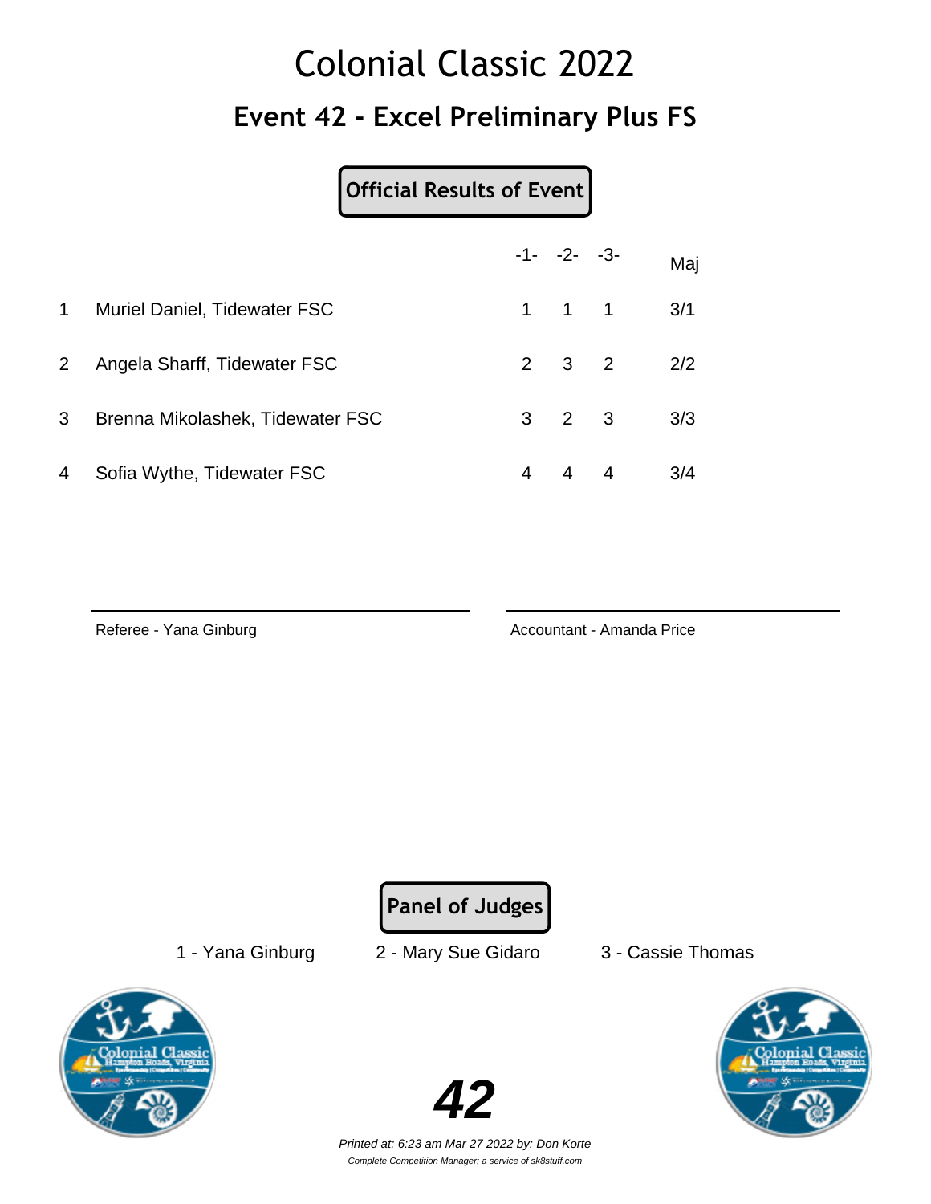# Colonial Classic 2022

## Event 42 - Excel Preliminary Plus FS

**Official Results of Event**

| | | -1- | -2- | -3- | Maj |
|---|---|---|---|---|---|
| 1 | Muriel Daniel, Tidewater FSC | 1 | 1 | 1 | 3/1 |
| 2 | Angela Sharff, Tidewater FSC | 2 | 3 | 2 | 2/2 |
| 3 | Brenna Mikolashek, Tidewater FSC | 3 | 2 | 3 | 3/3 |
| 4 | Sofia Wythe, Tidewater FSC | 4 | 4 | 4 | 3/4 |

Referee - Yana Ginburg

Accountant - Amanda Price

**Panel of Judges**

1 - Yana Ginburg    2 - Mary Sue Gidaro    3 - Cassie Thomas

*Printed at: 6:23 am Mar 27 2022 by: Don Korte*

*Complete Competition Manager; a service of sk8stuff.com*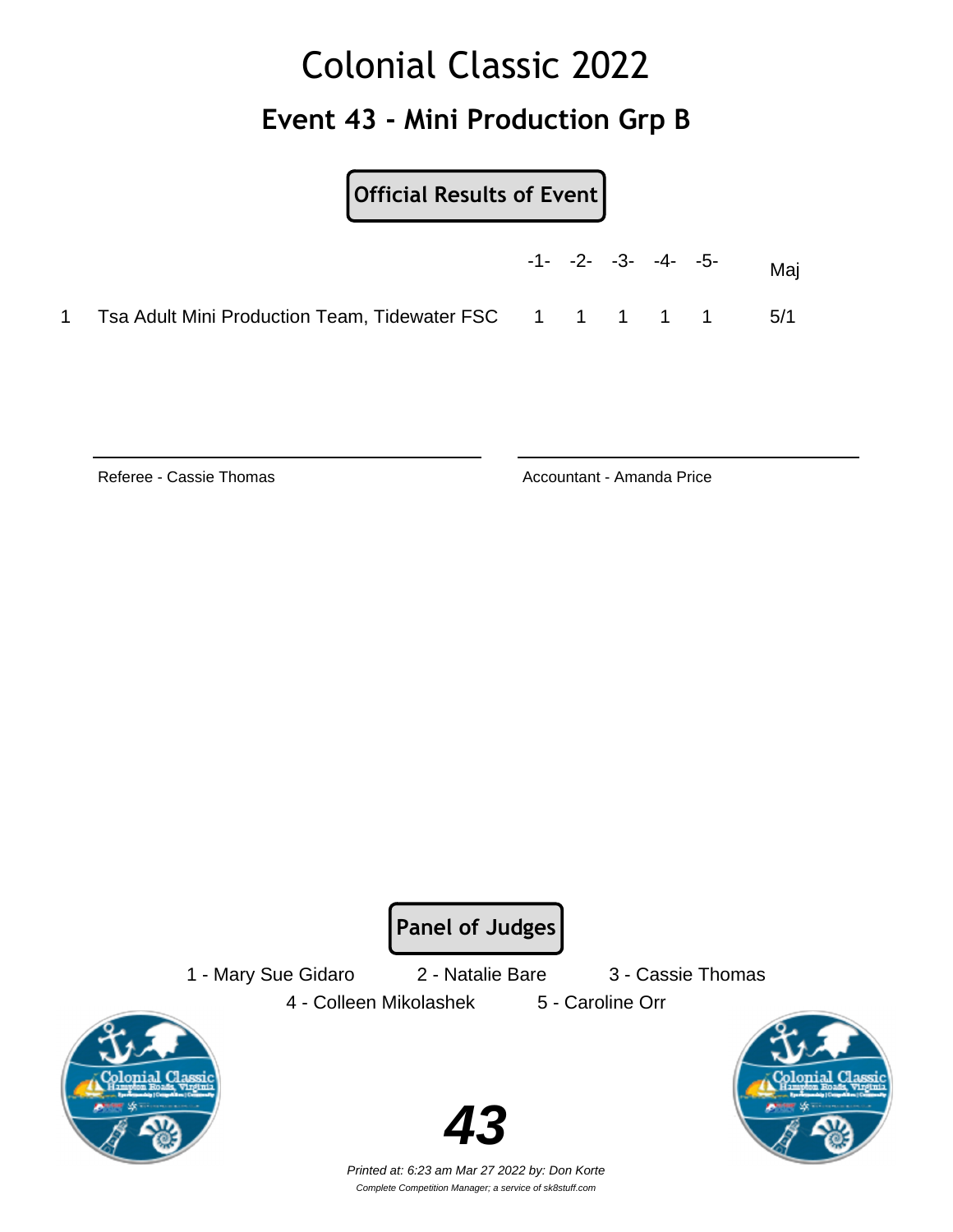# Colonial Classic 2022

## Event 43 - Mini Production Grp B

**Official Results of Event**

| | | -1- | -2- | -3- | -4- | -5- | Maj |
|---|---|---|---|---|---|---|---|
| 1 | Tsa Adult Mini Production Team, Tidewater FSC | 1 | 1 | 1 | 1 | 1 | 5/1 |

Referee - Cassie Thomas

Accountant - Amanda Price

**Panel of Judges**

1 - Mary Sue Gidaro
2 - Natalie Bare
3 - Cassie Thomas
4 - Colleen Mikolashek
5 - Caroline Orr

*Printed at: 6:23 am Mar 27 2022 by: Don Korte*

*Complete Competition Manager; a service of sk8stuff.com*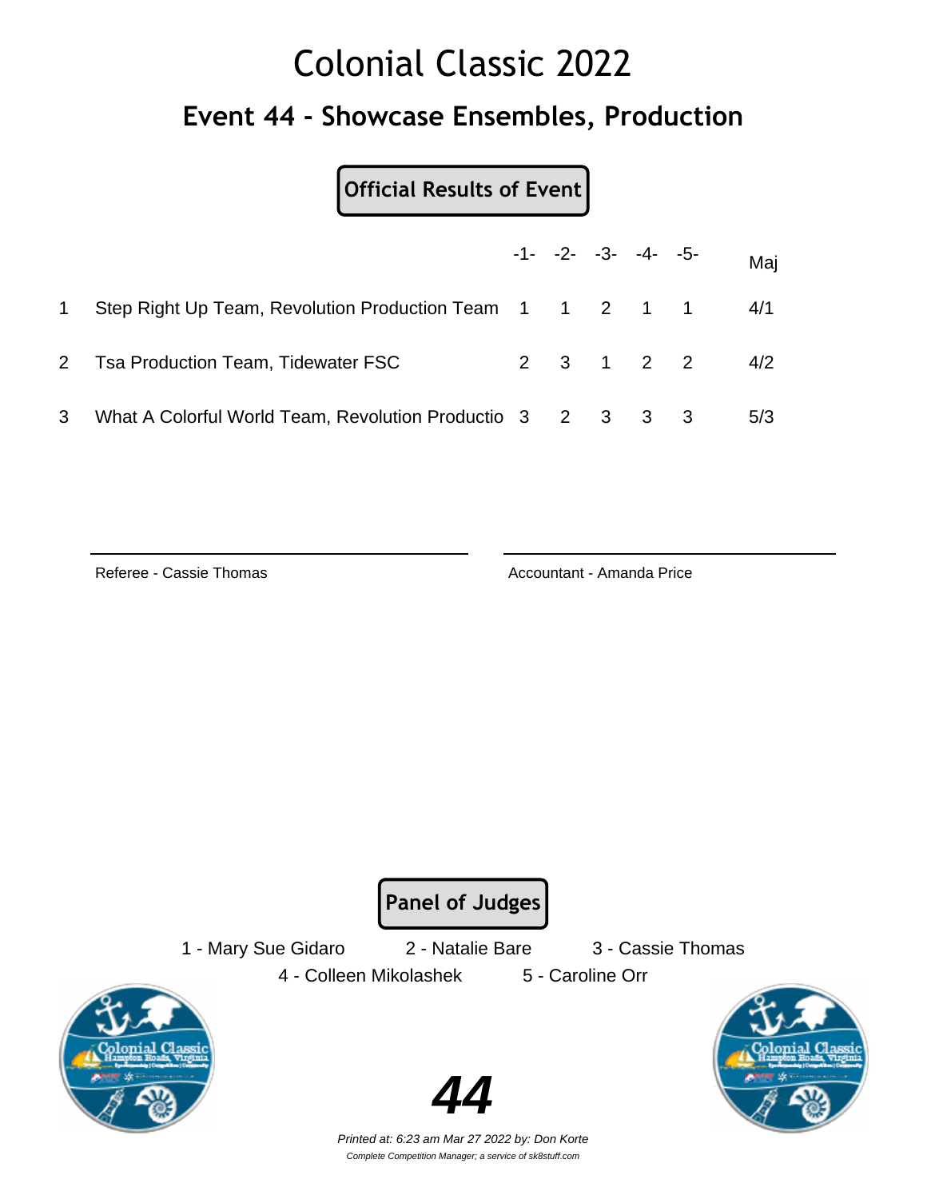# Colonial Classic 2022

## Event 44 - Showcase Ensembles, Production

**Official Results of Event**

| | | -1- | -2- | -3- | -4- | -5- | Maj |
|---|---|---|---|---|---|---|---|
| 1 | Step Right Up Team, Revolution Production Team | 1 | 1 | 2 | 1 | 1 | 4/1 |
| 2 | Tsa Production Team, Tidewater FSC | 2 | 3 | 1 | 2 | 2 | 4/2 |
| 3 | What A Colorful World Team, Revolution Productio | 3 | 2 | 3 | 3 | 3 | 5/3 |

Referee - Cassie Thomas

Accountant - Amanda Price

**Panel of Judges**

1 - Mary Sue Gidaro
2 - Natalie Bare
3 - Cassie Thomas
4 - Colleen Mikolashek
5 - Caroline Orr

*Printed at: 6:23 am Mar 27 2022 by: Don Korte*

*Complete Competition Manager; a service of sk8stuff.com*